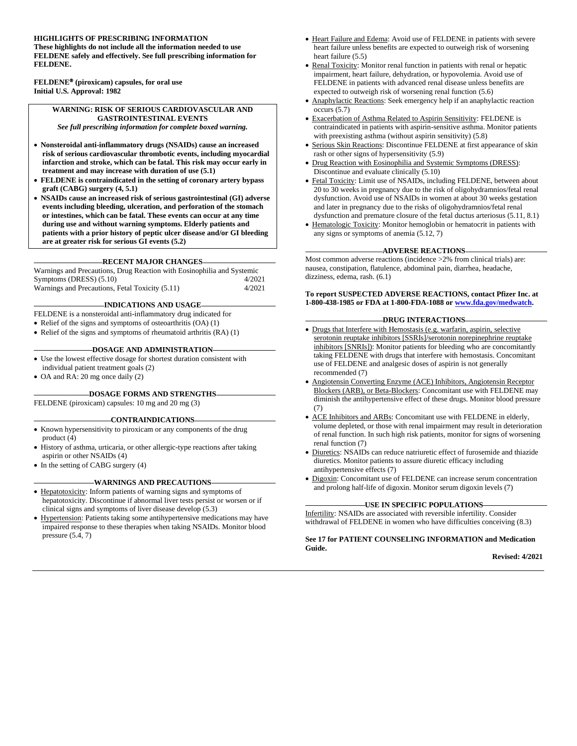**HIGHLIGHTS OF PRESCRIBING INFORMATION**
**These highlights do not include all the information needed to use FELDENE safely and effectively. See full prescribing information for FELDENE.**

**FELDENE® (piroxicam) capsules, for oral use**
**Initial U.S. Approval: 1982**

**WARNING: RISK OF SERIOUS CARDIOVASCULAR AND GASTROINTESTINAL EVENTS**
*See full prescribing information for complete boxed warning.*

- **Nonsteroidal anti-inflammatory drugs (NSAIDs) cause an increased risk of serious cardiovascular thrombotic events, including myocardial infarction and stroke, which can be fatal. This risk may occur early in treatment and may increase with duration of use (5.1)**
- **FELDENE is contraindicated in the setting of coronary artery bypass graft (CABG) surgery (4, 5.1)**
- **NSAIDs cause an increased risk of serious gastrointestinal (GI) adverse events including bleeding, ulceration, and perforation of the stomach or intestines, which can be fatal. These events can occur at any time during use and without warning symptoms. Elderly patients and patients with a prior history of peptic ulcer disease and/or GI bleeding are at greater risk for serious GI events (5.2)**

**RECENT MAJOR CHANGES**

| | |
|---|---|
| Warnings and Precautions, Drug Reaction with Eosinophilia and Systemic Symptoms (DRESS) (5.10) | 4/2021 |
| Warnings and Precautions, Fetal Toxicity (5.11) | 4/2021 |

**INDICATIONS AND USAGE**

FELDENE is a nonsteroidal anti-inflammatory drug indicated for

- Relief of the signs and symptoms of osteoarthritis (OA) (1)
- Relief of the signs and symptoms of rheumatoid arthritis (RA) (1)

**DOSAGE AND ADMINISTRATION**

- Use the lowest effective dosage for shortest duration consistent with individual patient treatment goals (2)
- OA and RA: 20 mg once daily (2)

**DOSAGE FORMS AND STRENGTHS**

FELDENE (piroxicam) capsules: 10 mg and 20 mg (3)

**CONTRAINDICATIONS**

- Known hypersensitivity to piroxicam or any components of the drug product (4)
- History of asthma, urticaria, or other allergic-type reactions after taking aspirin or other NSAIDs (4)
- In the setting of CABG surgery (4)

**WARNINGS AND PRECAUTIONS**

- Hepatotoxicity: Inform patients of warning signs and symptoms of hepatotoxicity. Discontinue if abnormal liver tests persist or worsen or if clinical signs and symptoms of liver disease develop (5.3)
- Hypertension: Patients taking some antihypertensive medications may have impaired response to these therapies when taking NSAIDs. Monitor blood pressure (5.4, 7)
- Heart Failure and Edema: Avoid use of FELDENE in patients with severe heart failure unless benefits are expected to outweigh risk of worsening heart failure (5.5)
- Renal Toxicity: Monitor renal function in patients with renal or hepatic impairment, heart failure, dehydration, or hypovolemia. Avoid use of FELDENE in patients with advanced renal disease unless benefits are expected to outweigh risk of worsening renal function (5.6)
- Anaphylactic Reactions: Seek emergency help if an anaphylactic reaction occurs (5.7)
- Exacerbation of Asthma Related to Aspirin Sensitivity: FELDENE is contraindicated in patients with aspirin-sensitive asthma. Monitor patients with preexisting asthma (without aspirin sensitivity) (5.8)
- Serious Skin Reactions: Discontinue FELDENE at first appearance of skin rash or other signs of hypersensitivity (5.9)
- Drug Reaction with Eosinophilia and Systemic Symptoms (DRESS): Discontinue and evaluate clinically (5.10)
- Fetal Toxicity: Limit use of NSAIDs, including FELDENE, between about 20 to 30 weeks in pregnancy due to the risk of oligohydramnios/fetal renal dysfunction. Avoid use of NSAIDs in women at about 30 weeks gestation and later in pregnancy due to the risks of oligohydramnios/fetal renal dysfunction and premature closure of the fetal ductus arteriosus (5.11, 8.1)
- Hematologic Toxicity: Monitor hemoglobin or hematocrit in patients with any signs or symptoms of anemia (5.12, 7)

**ADVERSE REACTIONS**

Most common adverse reactions (incidence >2% from clinical trials) are: nausea, constipation, flatulence, abdominal pain, diarrhea, headache, dizziness, edema, rash. (6.1)

**To report SUSPECTED ADVERSE REACTIONS, contact Pfizer Inc. at 1-800-438-1985 or FDA at 1-800-FDA-1088 or www.fda.gov/medwatch.**

**DRUG INTERACTIONS**

- Drugs that Interfere with Hemostasis (e.g. warfarin, aspirin, selective serotonin reuptake inhibitors [SSRIs]/serotonin norepinephrine reuptake inhibitors [SNRIs]): Monitor patients for bleeding who are concomitantly taking FELDENE with drugs that interfere with hemostasis. Concomitant use of FELDENE and analgesic doses of aspirin is not generally recommended (7)
- Angiotensin Converting Enzyme (ACE) Inhibitors, Angiotensin Receptor Blockers (ARB), or Beta-Blockers: Concomitant use with FELDENE may diminish the antihypertensive effect of these drugs. Monitor blood pressure (7)
- ACE Inhibitors and ARBs: Concomitant use with FELDENE in elderly, volume depleted, or those with renal impairment may result in deterioration of renal function. In such high risk patients, monitor for signs of worsening renal function (7)
- Diuretics: NSAIDs can reduce natriuretic effect of furosemide and thiazide diuretics. Monitor patients to assure diuretic efficacy including antihypertensive effects (7)
- Digoxin: Concomitant use of FELDENE can increase serum concentration and prolong half-life of digoxin. Monitor serum digoxin levels (7)

**USE IN SPECIFIC POPULATIONS**

Infertility: NSAIDs are associated with reversible infertility. Consider withdrawal of FELDENE in women who have difficulties conceiving (8.3)

**See 17 for PATIENT COUNSELING INFORMATION and Medication Guide.**

**Revised: 4/2021**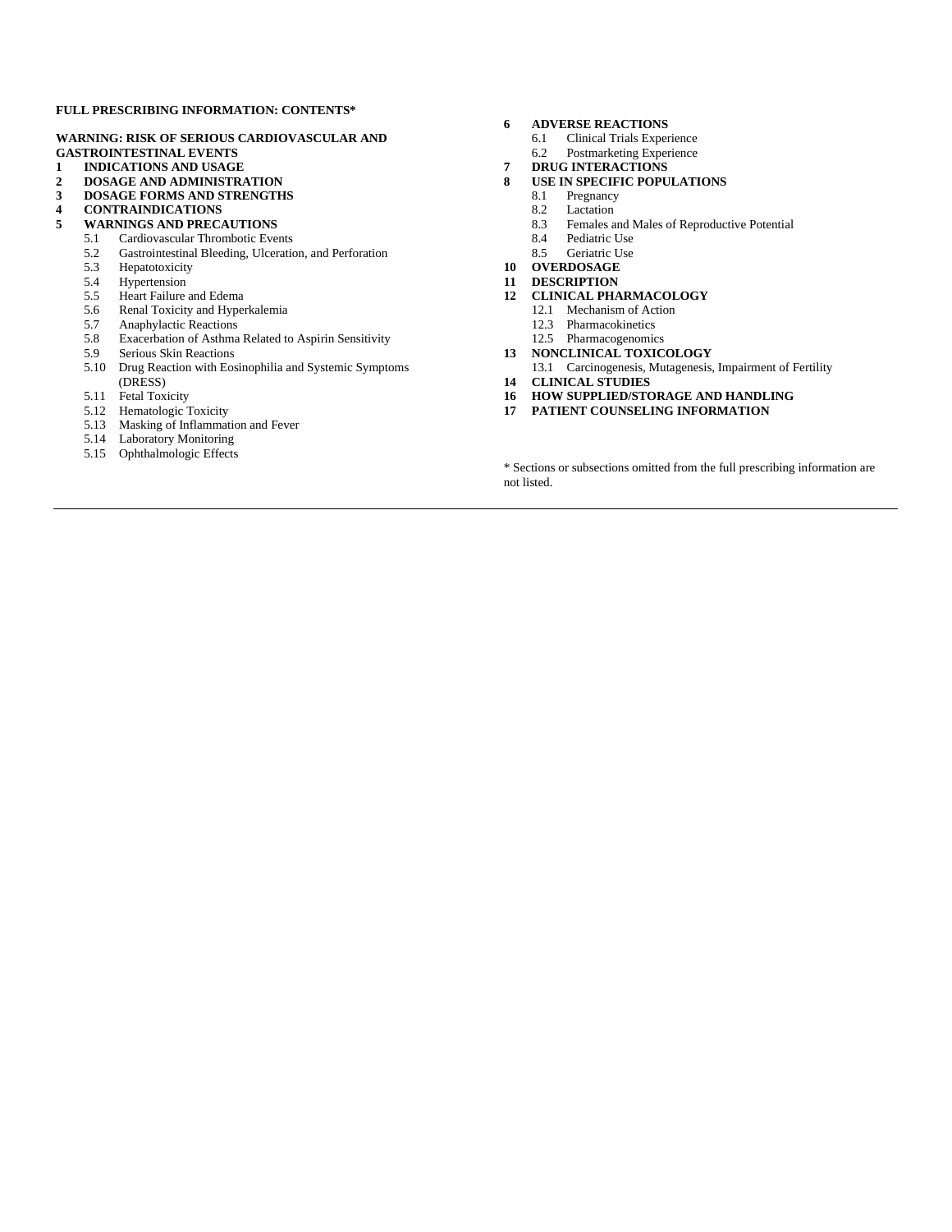**FULL PRESCRIBING INFORMATION: CONTENTS***

**WARNING: RISK OF SERIOUS CARDIOVASCULAR AND GASTROINTESTINAL EVENTS**

**1 INDICATIONS AND USAGE**

**2 DOSAGE AND ADMINISTRATION**

**3 DOSAGE FORMS AND STRENGTHS**

**4 CONTRAINDICATIONS**

**5 WARNINGS AND PRECAUTIONS**

- 5.1 Cardiovascular Thrombotic Events
- 5.2 Gastrointestinal Bleeding, Ulceration, and Perforation
- 5.3 Hepatotoxicity
- 5.4 Hypertension
- 5.5 Heart Failure and Edema
- 5.6 Renal Toxicity and Hyperkalemia
- 5.7 Anaphylactic Reactions
- 5.8 Exacerbation of Asthma Related to Aspirin Sensitivity
- 5.9 Serious Skin Reactions
- 5.10 Drug Reaction with Eosinophilia and Systemic Symptoms (DRESS)
- 5.11 Fetal Toxicity
- 5.12 Hematologic Toxicity
- 5.13 Masking of Inflammation and Fever
- 5.14 Laboratory Monitoring
- 5.15 Ophthalmologic Effects

**6 ADVERSE REACTIONS**

- 6.1 Clinical Trials Experience
- 6.2 Postmarketing Experience

**7 DRUG INTERACTIONS**

**8 USE IN SPECIFIC POPULATIONS**

- 8.1 Pregnancy
- 8.2 Lactation
- 8.3 Females and Males of Reproductive Potential
- 8.4 Pediatric Use
- 8.5 Geriatric Use

**10 OVERDOSAGE**

**11 DESCRIPTION**

**12 CLINICAL PHARMACOLOGY**

- 12.1 Mechanism of Action
- 12.3 Pharmacokinetics
- 12.5 Pharmacogenomics

**13 NONCLINICAL TOXICOLOGY**

- 13.1 Carcinogenesis, Mutagenesis, Impairment of Fertility

**14 CLINICAL STUDIES**

**16 HOW SUPPLIED/STORAGE AND HANDLING**

**17 PATIENT COUNSELING INFORMATION**

* Sections or subsections omitted from the full prescribing information are not listed.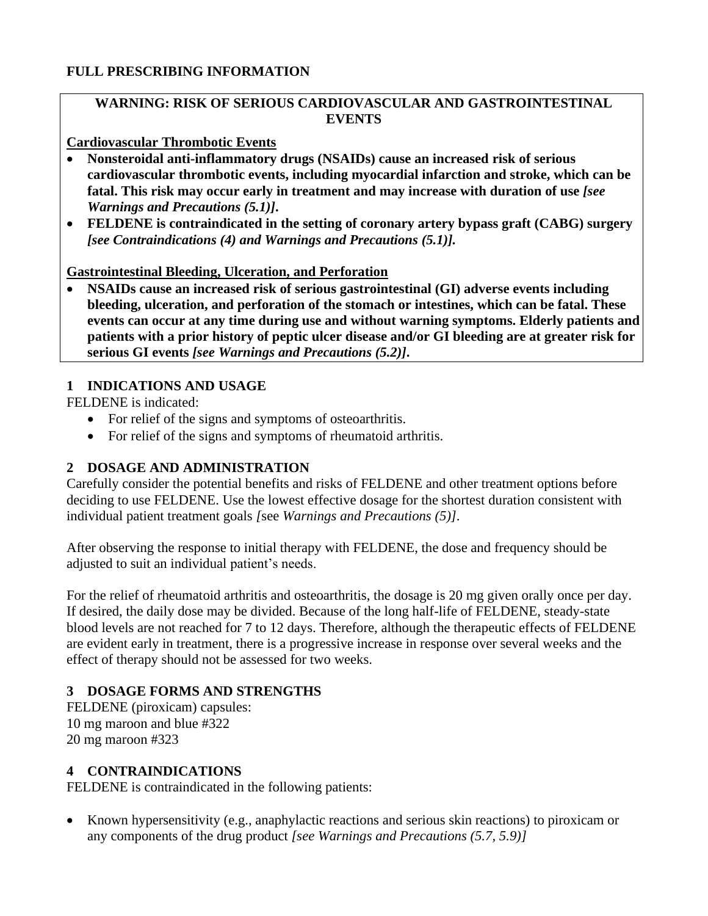# FULL PRESCRIBING INFORMATION

**WARNING: RISK OF SERIOUS CARDIOVASCULAR AND GASTROINTESTINAL EVENTS**

**Cardiovascular Thrombotic Events**

- **Nonsteroidal anti-inflammatory drugs (NSAIDs) cause an increased risk of serious cardiovascular thrombotic events, including myocardial infarction and stroke, which can be fatal. This risk may occur early in treatment and may increase with duration of use *[see Warnings and Precautions (5.1)]*.**
- **FELDENE is contraindicated in the setting of coronary artery bypass graft (CABG) surgery *[see Contraindications (4) and Warnings and Precautions (5.1)]*.**

**Gastrointestinal Bleeding, Ulceration, and Perforation**

- **NSAIDs cause an increased risk of serious gastrointestinal (GI) adverse events including bleeding, ulceration, and perforation of the stomach or intestines, which can be fatal. These events can occur at any time during use and without warning symptoms. Elderly patients and patients with a prior history of peptic ulcer disease and/or GI bleeding are at greater risk for serious GI events *[see Warnings and Precautions (5.2)]*.**

## 1 INDICATIONS AND USAGE

FELDENE is indicated:

- For relief of the signs and symptoms of osteoarthritis.
- For relief of the signs and symptoms of rheumatoid arthritis.

## 2 DOSAGE AND ADMINISTRATION

Carefully consider the potential benefits and risks of FELDENE and other treatment options before deciding to use FELDENE. Use the lowest effective dosage for the shortest duration consistent with individual patient treatment goals *[*see *Warnings and Precautions (5)]*.

After observing the response to initial therapy with FELDENE, the dose and frequency should be adjusted to suit an individual patient's needs.

For the relief of rheumatoid arthritis and osteoarthritis, the dosage is 20 mg given orally once per day. If desired, the daily dose may be divided. Because of the long half-life of FELDENE, steady-state blood levels are not reached for 7 to 12 days. Therefore, although the therapeutic effects of FELDENE are evident early in treatment, there is a progressive increase in response over several weeks and the effect of therapy should not be assessed for two weeks.

## 3 DOSAGE FORMS AND STRENGTHS

FELDENE (piroxicam) capsules:
10 mg maroon and blue #322
20 mg maroon #323

## 4 CONTRAINDICATIONS

FELDENE is contraindicated in the following patients:

- Known hypersensitivity (e.g., anaphylactic reactions and serious skin reactions) to piroxicam or any components of the drug product *[see Warnings and Precautions (5.7, 5.9)]*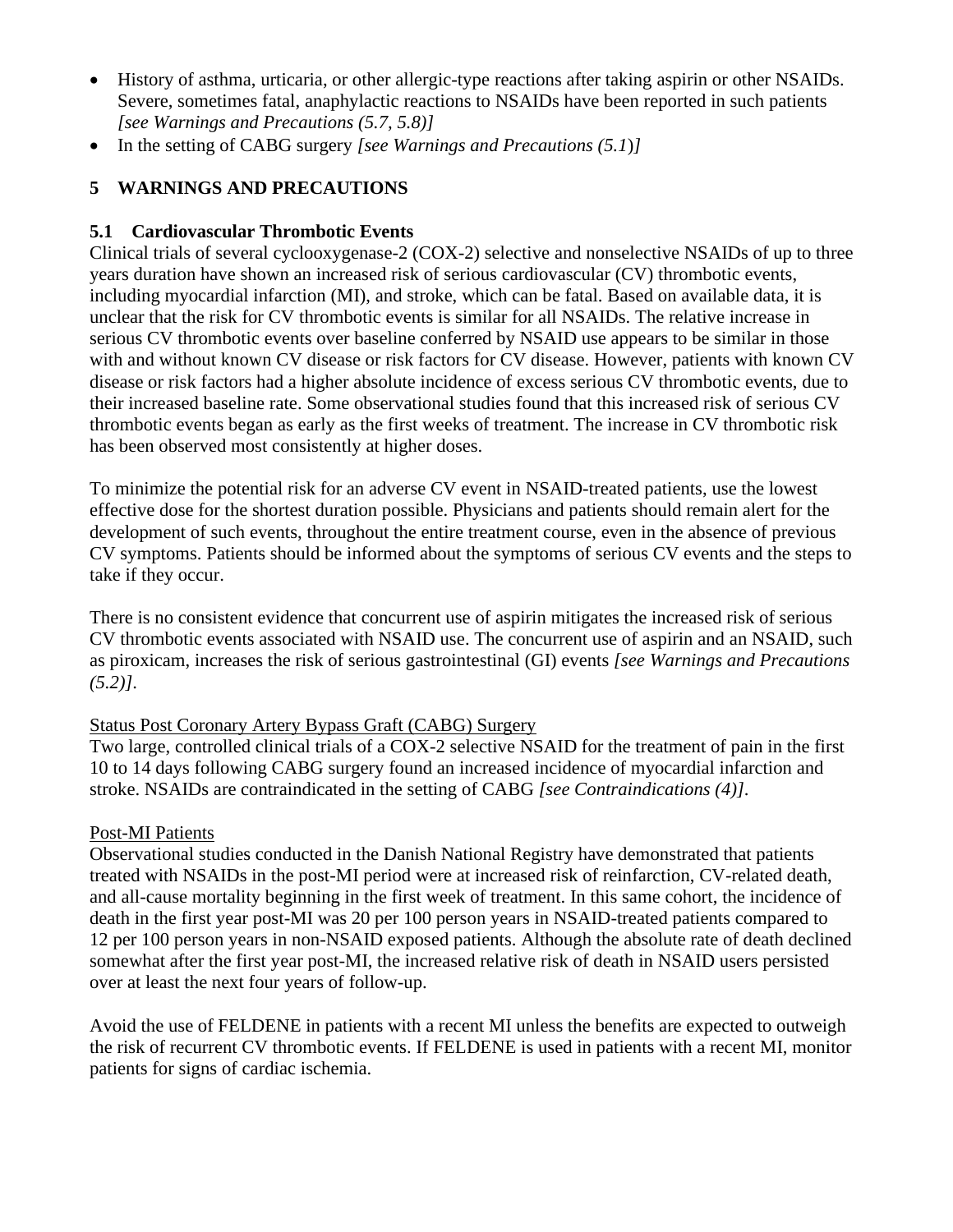- History of asthma, urticaria, or other allergic-type reactions after taking aspirin or other NSAIDs. Severe, sometimes fatal, anaphylactic reactions to NSAIDs have been reported in such patients *[see Warnings and Precautions (5.7, 5.8)]*
- In the setting of CABG surgery *[see Warnings and Precautions (5.1)]*

## 5 WARNINGS AND PRECAUTIONS

### 5.1 Cardiovascular Thrombotic Events

Clinical trials of several cyclooxygenase-2 (COX-2) selective and nonselective NSAIDs of up to three years duration have shown an increased risk of serious cardiovascular (CV) thrombotic events, including myocardial infarction (MI), and stroke, which can be fatal. Based on available data, it is unclear that the risk for CV thrombotic events is similar for all NSAIDs. The relative increase in serious CV thrombotic events over baseline conferred by NSAID use appears to be similar in those with and without known CV disease or risk factors for CV disease. However, patients with known CV disease or risk factors had a higher absolute incidence of excess serious CV thrombotic events, due to their increased baseline rate. Some observational studies found that this increased risk of serious CV thrombotic events began as early as the first weeks of treatment. The increase in CV thrombotic risk has been observed most consistently at higher doses.

To minimize the potential risk for an adverse CV event in NSAID-treated patients, use the lowest effective dose for the shortest duration possible. Physicians and patients should remain alert for the development of such events, throughout the entire treatment course, even in the absence of previous CV symptoms. Patients should be informed about the symptoms of serious CV events and the steps to take if they occur.

There is no consistent evidence that concurrent use of aspirin mitigates the increased risk of serious CV thrombotic events associated with NSAID use. The concurrent use of aspirin and an NSAID, such as piroxicam, increases the risk of serious gastrointestinal (GI) events *[see Warnings and Precautions (5.2)]*.

<u>Status Post Coronary Artery Bypass Graft (CABG) Surgery</u>

Two large, controlled clinical trials of a COX-2 selective NSAID for the treatment of pain in the first 10 to 14 days following CABG surgery found an increased incidence of myocardial infarction and stroke. NSAIDs are contraindicated in the setting of CABG *[see Contraindications (4)]*.

<u>Post-MI Patients</u>

Observational studies conducted in the Danish National Registry have demonstrated that patients treated with NSAIDs in the post-MI period were at increased risk of reinfarction, CV-related death, and all-cause mortality beginning in the first week of treatment. In this same cohort, the incidence of death in the first year post-MI was 20 per 100 person years in NSAID-treated patients compared to 12 per 100 person years in non-NSAID exposed patients. Although the absolute rate of death declined somewhat after the first year post-MI, the increased relative risk of death in NSAID users persisted over at least the next four years of follow-up.

Avoid the use of FELDENE in patients with a recent MI unless the benefits are expected to outweigh the risk of recurrent CV thrombotic events. If FELDENE is used in patients with a recent MI, monitor patients for signs of cardiac ischemia.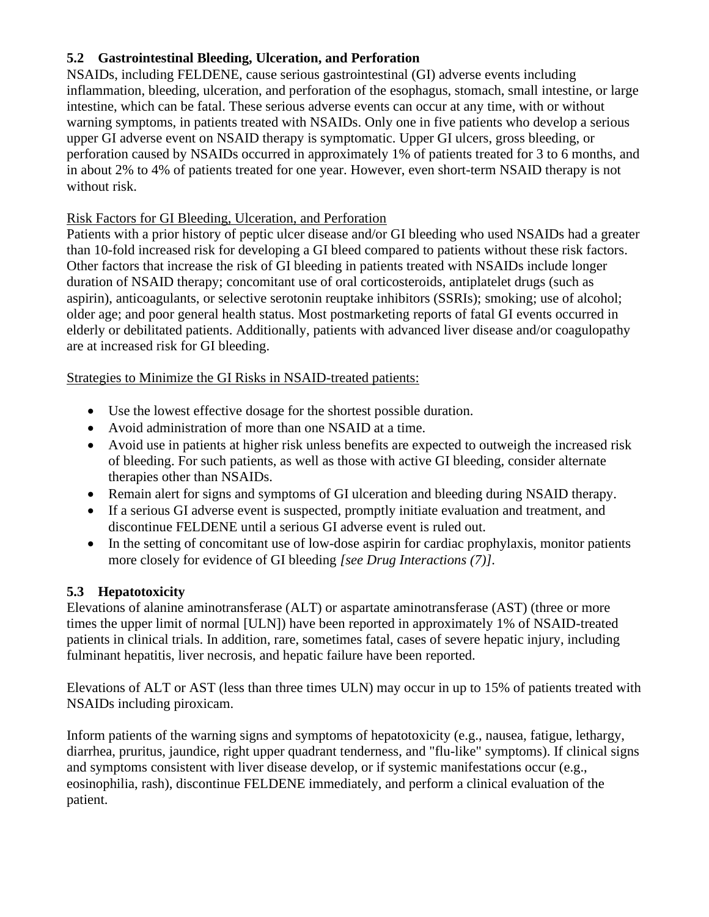### 5.2 Gastrointestinal Bleeding, Ulceration, and Perforation

NSAIDs, including FELDENE, cause serious gastrointestinal (GI) adverse events including inflammation, bleeding, ulceration, and perforation of the esophagus, stomach, small intestine, or large intestine, which can be fatal. These serious adverse events can occur at any time, with or without warning symptoms, in patients treated with NSAIDs. Only one in five patients who develop a serious upper GI adverse event on NSAID therapy is symptomatic. Upper GI ulcers, gross bleeding, or perforation caused by NSAIDs occurred in approximately 1% of patients treated for 3 to 6 months, and in about 2% to 4% of patients treated for one year. However, even short-term NSAID therapy is not without risk.

<u>Risk Factors for GI Bleeding, Ulceration, and Perforation</u>

Patients with a prior history of peptic ulcer disease and/or GI bleeding who used NSAIDs had a greater than 10-fold increased risk for developing a GI bleed compared to patients without these risk factors. Other factors that increase the risk of GI bleeding in patients treated with NSAIDs include longer duration of NSAID therapy; concomitant use of oral corticosteroids, antiplatelet drugs (such as aspirin), anticoagulants, or selective serotonin reuptake inhibitors (SSRIs); smoking; use of alcohol; older age; and poor general health status. Most postmarketing reports of fatal GI events occurred in elderly or debilitated patients. Additionally, patients with advanced liver disease and/or coagulopathy are at increased risk for GI bleeding.

<u>Strategies to Minimize the GI Risks in NSAID-treated patients:</u>

- Use the lowest effective dosage for the shortest possible duration.
- Avoid administration of more than one NSAID at a time.
- Avoid use in patients at higher risk unless benefits are expected to outweigh the increased risk of bleeding. For such patients, as well as those with active GI bleeding, consider alternate therapies other than NSAIDs.
- Remain alert for signs and symptoms of GI ulceration and bleeding during NSAID therapy.
- If a serious GI adverse event is suspected, promptly initiate evaluation and treatment, and discontinue FELDENE until a serious GI adverse event is ruled out.
- In the setting of concomitant use of low-dose aspirin for cardiac prophylaxis, monitor patients more closely for evidence of GI bleeding *[see Drug Interactions (7)]*.

### 5.3 Hepatotoxicity

Elevations of alanine aminotransferase (ALT) or aspartate aminotransferase (AST) (three or more times the upper limit of normal [ULN]) have been reported in approximately 1% of NSAID-treated patients in clinical trials. In addition, rare, sometimes fatal, cases of severe hepatic injury, including fulminant hepatitis, liver necrosis, and hepatic failure have been reported.

Elevations of ALT or AST (less than three times ULN) may occur in up to 15% of patients treated with NSAIDs including piroxicam.

Inform patients of the warning signs and symptoms of hepatotoxicity (e.g., nausea, fatigue, lethargy, diarrhea, pruritus, jaundice, right upper quadrant tenderness, and "flu-like" symptoms). If clinical signs and symptoms consistent with liver disease develop, or if systemic manifestations occur (e.g., eosinophilia, rash), discontinue FELDENE immediately, and perform a clinical evaluation of the patient.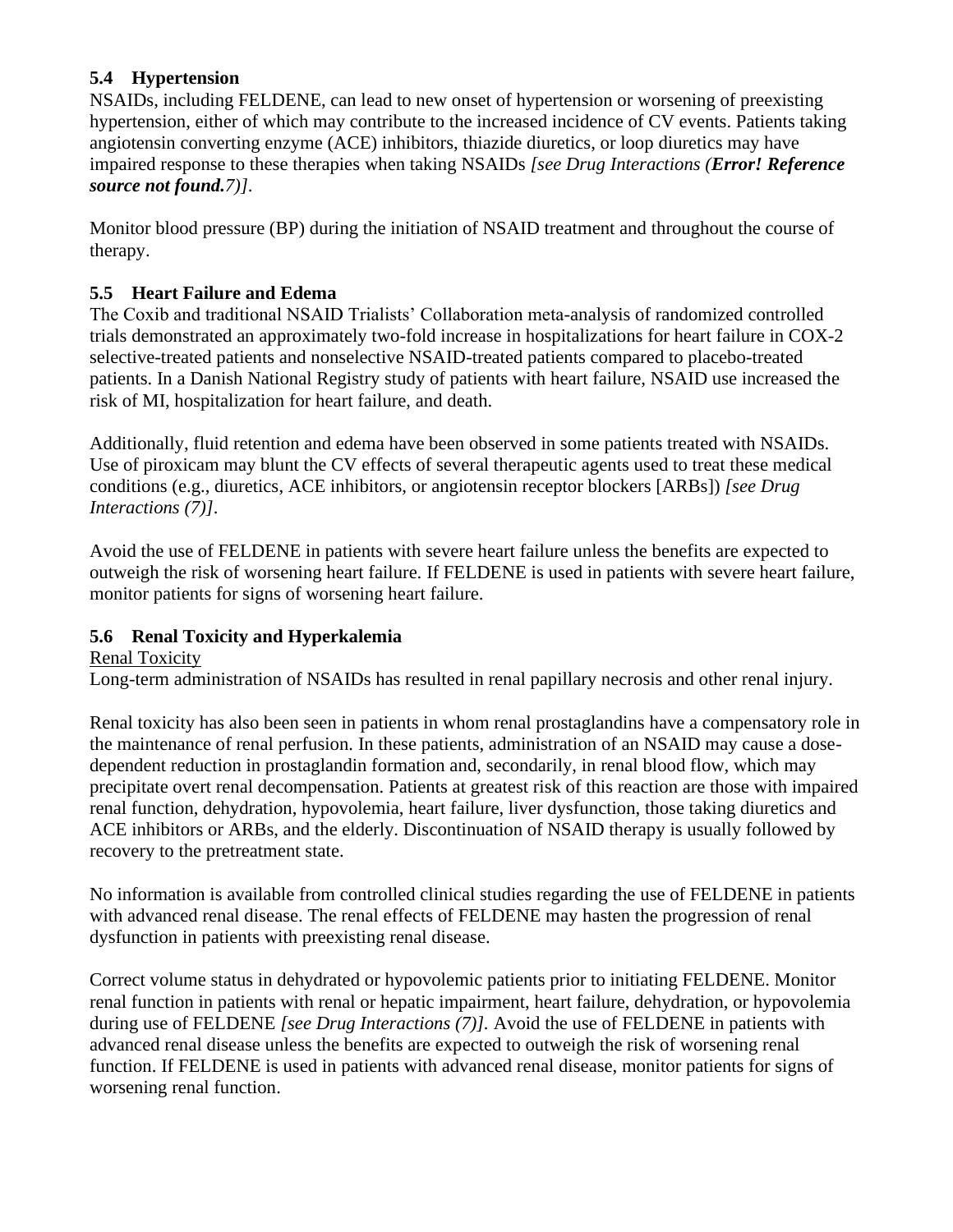### 5.4 Hypertension

NSAIDs, including FELDENE, can lead to new onset of hypertension or worsening of preexisting hypertension, either of which may contribute to the increased incidence of CV events. Patients taking angiotensin converting enzyme (ACE) inhibitors, thiazide diuretics, or loop diuretics may have impaired response to these therapies when taking NSAIDs *[see Drug Interactions (**Error! Reference source not found.**7)]*.

Monitor blood pressure (BP) during the initiation of NSAID treatment and throughout the course of therapy.

### 5.5 Heart Failure and Edema

The Coxib and traditional NSAID Trialists' Collaboration meta-analysis of randomized controlled trials demonstrated an approximately two-fold increase in hospitalizations for heart failure in COX-2 selective-treated patients and nonselective NSAID-treated patients compared to placebo-treated patients. In a Danish National Registry study of patients with heart failure, NSAID use increased the risk of MI, hospitalization for heart failure, and death.

Additionally, fluid retention and edema have been observed in some patients treated with NSAIDs. Use of piroxicam may blunt the CV effects of several therapeutic agents used to treat these medical conditions (e.g., diuretics, ACE inhibitors, or angiotensin receptor blockers [ARBs]) *[see Drug Interactions (7)]*.

Avoid the use of FELDENE in patients with severe heart failure unless the benefits are expected to outweigh the risk of worsening heart failure. If FELDENE is used in patients with severe heart failure, monitor patients for signs of worsening heart failure.

### 5.6 Renal Toxicity and Hyperkalemia

<u>Renal Toxicity</u>

Long-term administration of NSAIDs has resulted in renal papillary necrosis and other renal injury.

Renal toxicity has also been seen in patients in whom renal prostaglandins have a compensatory role in the maintenance of renal perfusion. In these patients, administration of an NSAID may cause a dose-dependent reduction in prostaglandin formation and, secondarily, in renal blood flow, which may precipitate overt renal decompensation. Patients at greatest risk of this reaction are those with impaired renal function, dehydration, hypovolemia, heart failure, liver dysfunction, those taking diuretics and ACE inhibitors or ARBs, and the elderly. Discontinuation of NSAID therapy is usually followed by recovery to the pretreatment state.

No information is available from controlled clinical studies regarding the use of FELDENE in patients with advanced renal disease. The renal effects of FELDENE may hasten the progression of renal dysfunction in patients with preexisting renal disease.

Correct volume status in dehydrated or hypovolemic patients prior to initiating FELDENE. Monitor renal function in patients with renal or hepatic impairment, heart failure, dehydration, or hypovolemia during use of FELDENE *[see Drug Interactions (7)]*. Avoid the use of FELDENE in patients with advanced renal disease unless the benefits are expected to outweigh the risk of worsening renal function. If FELDENE is used in patients with advanced renal disease, monitor patients for signs of worsening renal function.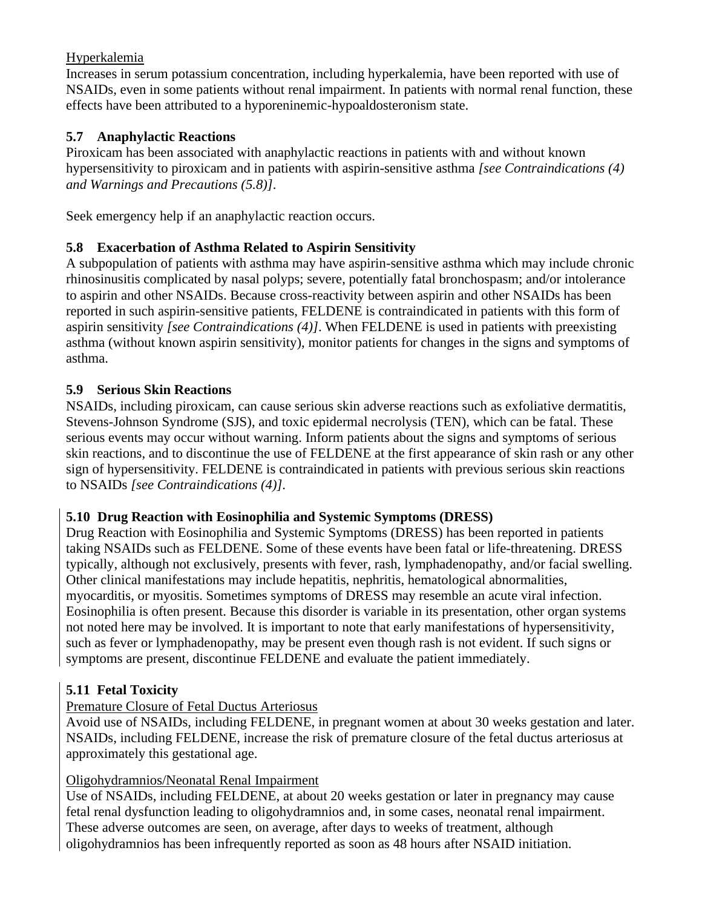Hyperkalemia

Increases in serum potassium concentration, including hyperkalemia, have been reported with use of NSAIDs, even in some patients without renal impairment. In patients with normal renal function, these effects have been attributed to a hyporeninemic-hypoaldosteronism state.

### 5.7 Anaphylactic Reactions

Piroxicam has been associated with anaphylactic reactions in patients with and without known hypersensitivity to piroxicam and in patients with aspirin-sensitive asthma *[see Contraindications (4) and Warnings and Precautions (5.8)]*.

Seek emergency help if an anaphylactic reaction occurs.

### 5.8 Exacerbation of Asthma Related to Aspirin Sensitivity

A subpopulation of patients with asthma may have aspirin-sensitive asthma which may include chronic rhinosinusitis complicated by nasal polyps; severe, potentially fatal bronchospasm; and/or intolerance to aspirin and other NSAIDs. Because cross-reactivity between aspirin and other NSAIDs has been reported in such aspirin-sensitive patients, FELDENE is contraindicated in patients with this form of aspirin sensitivity *[see Contraindications (4)]*. When FELDENE is used in patients with preexisting asthma (without known aspirin sensitivity), monitor patients for changes in the signs and symptoms of asthma.

### 5.9 Serious Skin Reactions

NSAIDs, including piroxicam, can cause serious skin adverse reactions such as exfoliative dermatitis, Stevens-Johnson Syndrome (SJS), and toxic epidermal necrolysis (TEN), which can be fatal. These serious events may occur without warning. Inform patients about the signs and symptoms of serious skin reactions, and to discontinue the use of FELDENE at the first appearance of skin rash or any other sign of hypersensitivity. FELDENE is contraindicated in patients with previous serious skin reactions to NSAIDs *[see Contraindications (4)]*.

### 5.10 Drug Reaction with Eosinophilia and Systemic Symptoms (DRESS)

Drug Reaction with Eosinophilia and Systemic Symptoms (DRESS) has been reported in patients taking NSAIDs such as FELDENE. Some of these events have been fatal or life-threatening. DRESS typically, although not exclusively, presents with fever, rash, lymphadenopathy, and/or facial swelling. Other clinical manifestations may include hepatitis, nephritis, hematological abnormalities, myocarditis, or myositis. Sometimes symptoms of DRESS may resemble an acute viral infection. Eosinophilia is often present. Because this disorder is variable in its presentation, other organ systems not noted here may be involved. It is important to note that early manifestations of hypersensitivity, such as fever or lymphadenopathy, may be present even though rash is not evident. If such signs or symptoms are present, discontinue FELDENE and evaluate the patient immediately.

### 5.11 Fetal Toxicity

Premature Closure of Fetal Ductus Arteriosus

Avoid use of NSAIDs, including FELDENE, in pregnant women at about 30 weeks gestation and later. NSAIDs, including FELDENE, increase the risk of premature closure of the fetal ductus arteriosus at approximately this gestational age.

Oligohydramnios/Neonatal Renal Impairment

Use of NSAIDs, including FELDENE, at about 20 weeks gestation or later in pregnancy may cause fetal renal dysfunction leading to oligohydramnios and, in some cases, neonatal renal impairment. These adverse outcomes are seen, on average, after days to weeks of treatment, although oligohydramnios has been infrequently reported as soon as 48 hours after NSAID initiation.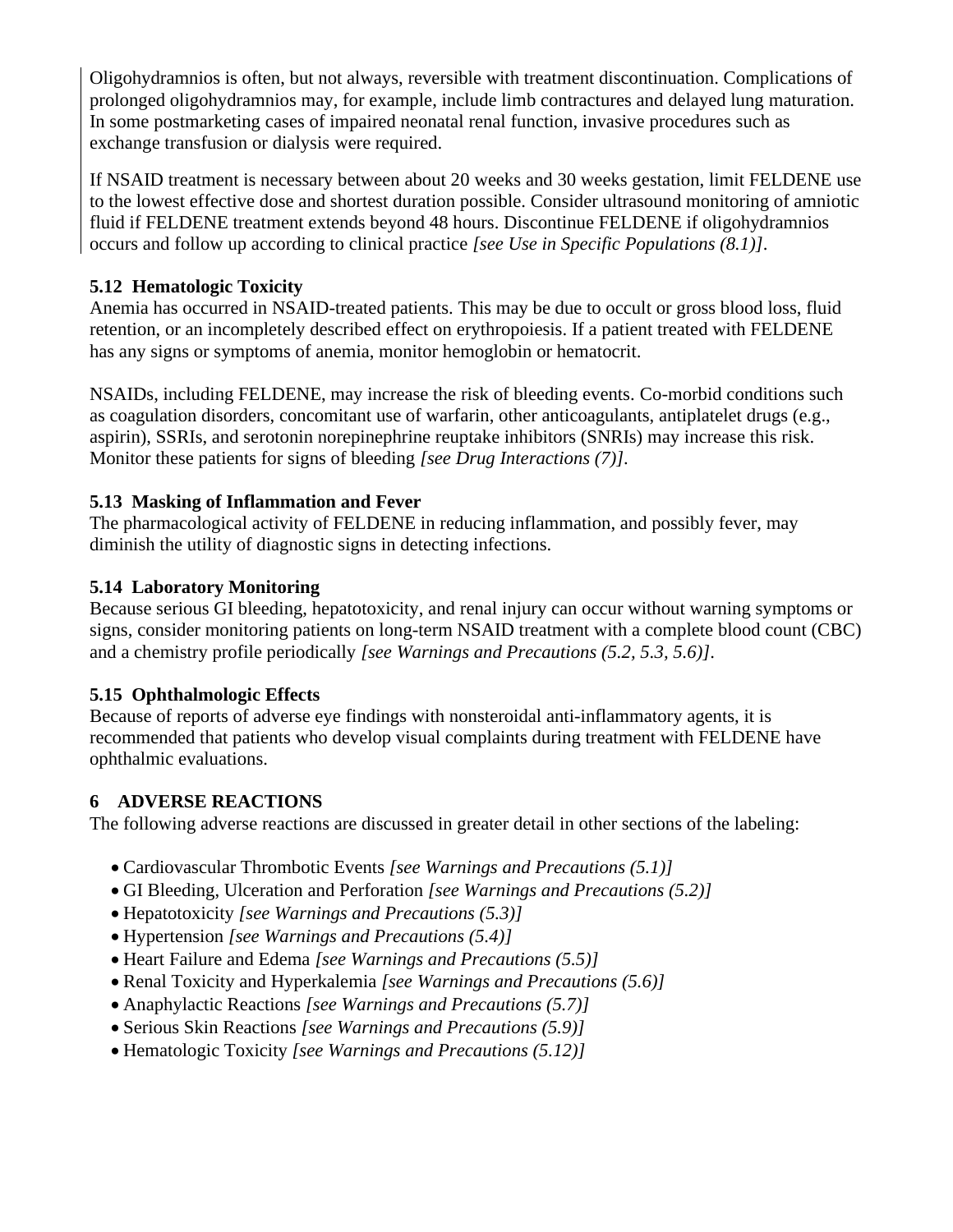Oligohydramnios is often, but not always, reversible with treatment discontinuation. Complications of prolonged oligohydramnios may, for example, include limb contractures and delayed lung maturation. In some postmarketing cases of impaired neonatal renal function, invasive procedures such as exchange transfusion or dialysis were required.

If NSAID treatment is necessary between about 20 weeks and 30 weeks gestation, limit FELDENE use to the lowest effective dose and shortest duration possible. Consider ultrasound monitoring of amniotic fluid if FELDENE treatment extends beyond 48 hours. Discontinue FELDENE if oligohydramnios occurs and follow up according to clinical practice *[see Use in Specific Populations (8.1)]*.

### 5.12 Hematologic Toxicity

Anemia has occurred in NSAID-treated patients. This may be due to occult or gross blood loss, fluid retention, or an incompletely described effect on erythropoiesis. If a patient treated with FELDENE has any signs or symptoms of anemia, monitor hemoglobin or hematocrit.

NSAIDs, including FELDENE, may increase the risk of bleeding events. Co-morbid conditions such as coagulation disorders, concomitant use of warfarin, other anticoagulants, antiplatelet drugs (e.g., aspirin), SSRIs, and serotonin norepinephrine reuptake inhibitors (SNRIs) may increase this risk. Monitor these patients for signs of bleeding *[see Drug Interactions (7)]*.

### 5.13 Masking of Inflammation and Fever

The pharmacological activity of FELDENE in reducing inflammation, and possibly fever, may diminish the utility of diagnostic signs in detecting infections.

### 5.14 Laboratory Monitoring

Because serious GI bleeding, hepatotoxicity, and renal injury can occur without warning symptoms or signs, consider monitoring patients on long-term NSAID treatment with a complete blood count (CBC) and a chemistry profile periodically *[see Warnings and Precautions (5.2, 5.3, 5.6)]*.

### 5.15 Ophthalmologic Effects

Because of reports of adverse eye findings with nonsteroidal anti-inflammatory agents, it is recommended that patients who develop visual complaints during treatment with FELDENE have ophthalmic evaluations.

## 6 ADVERSE REACTIONS

The following adverse reactions are discussed in greater detail in other sections of the labeling:

- Cardiovascular Thrombotic Events *[see Warnings and Precautions (5.1)]*
- GI Bleeding, Ulceration and Perforation *[see Warnings and Precautions (5.2)]*
- Hepatotoxicity *[see Warnings and Precautions (5.3)]*
- Hypertension *[see Warnings and Precautions (5.4)]*
- Heart Failure and Edema *[see Warnings and Precautions (5.5)]*
- Renal Toxicity and Hyperkalemia *[see Warnings and Precautions (5.6)]*
- Anaphylactic Reactions *[see Warnings and Precautions (5.7)]*
- Serious Skin Reactions *[see Warnings and Precautions (5.9)]*
- Hematologic Toxicity *[see Warnings and Precautions (5.12)]*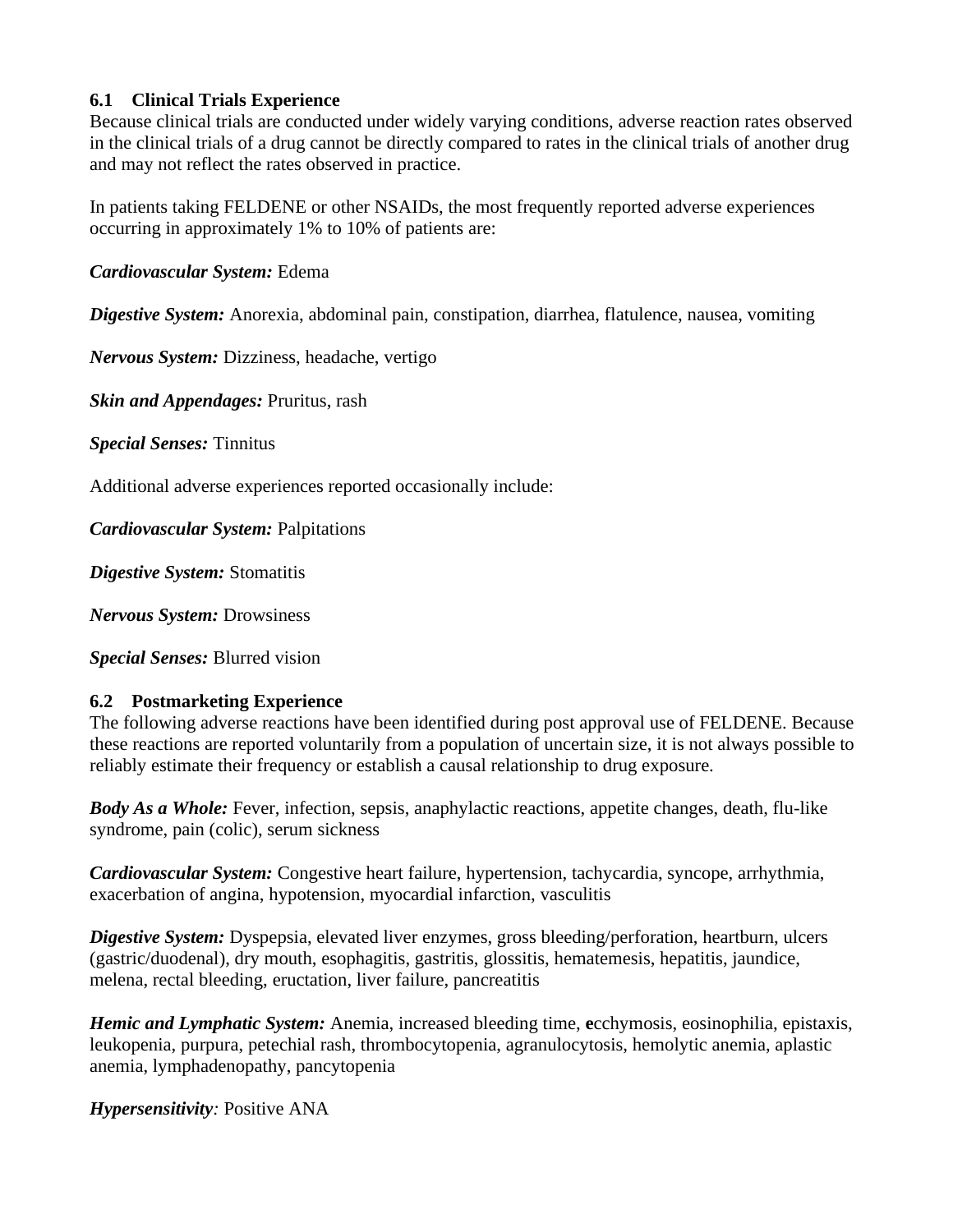### 6.1 Clinical Trials Experience

Because clinical trials are conducted under widely varying conditions, adverse reaction rates observed in the clinical trials of a drug cannot be directly compared to rates in the clinical trials of another drug and may not reflect the rates observed in practice.

In patients taking FELDENE or other NSAIDs, the most frequently reported adverse experiences occurring in approximately 1% to 10% of patients are:

***Cardiovascular System:*** Edema

***Digestive System:*** Anorexia, abdominal pain, constipation, diarrhea, flatulence, nausea, vomiting

***Nervous System:*** Dizziness, headache, vertigo

***Skin and Appendages:*** Pruritus, rash

***Special Senses:*** Tinnitus

Additional adverse experiences reported occasionally include:

***Cardiovascular System:*** Palpitations

***Digestive System:*** Stomatitis

***Nervous System:*** Drowsiness

***Special Senses:*** Blurred vision

### 6.2 Postmarketing Experience

The following adverse reactions have been identified during post approval use of FELDENE. Because these reactions are reported voluntarily from a population of uncertain size, it is not always possible to reliably estimate their frequency or establish a causal relationship to drug exposure.

***Body As a Whole:*** Fever, infection, sepsis, anaphylactic reactions, appetite changes, death, flu-like syndrome, pain (colic), serum sickness

***Cardiovascular System:*** Congestive heart failure, hypertension, tachycardia, syncope, arrhythmia, exacerbation of angina, hypotension, myocardial infarction, vasculitis

***Digestive System:*** Dyspepsia, elevated liver enzymes, gross bleeding/perforation, heartburn, ulcers (gastric/duodenal), dry mouth, esophagitis, gastritis, glossitis, hematemesis, hepatitis, jaundice, melena, rectal bleeding, eructation, liver failure, pancreatitis

***Hemic and Lymphatic System:*** Anemia, increased bleeding time, **e**cchymosis, eosinophilia, epistaxis, leukopenia, purpura, petechial rash, thrombocytopenia, agranulocytosis, hemolytic anemia, aplastic anemia, lymphadenopathy, pancytopenia

***Hypersensitivity**:* Positive ANA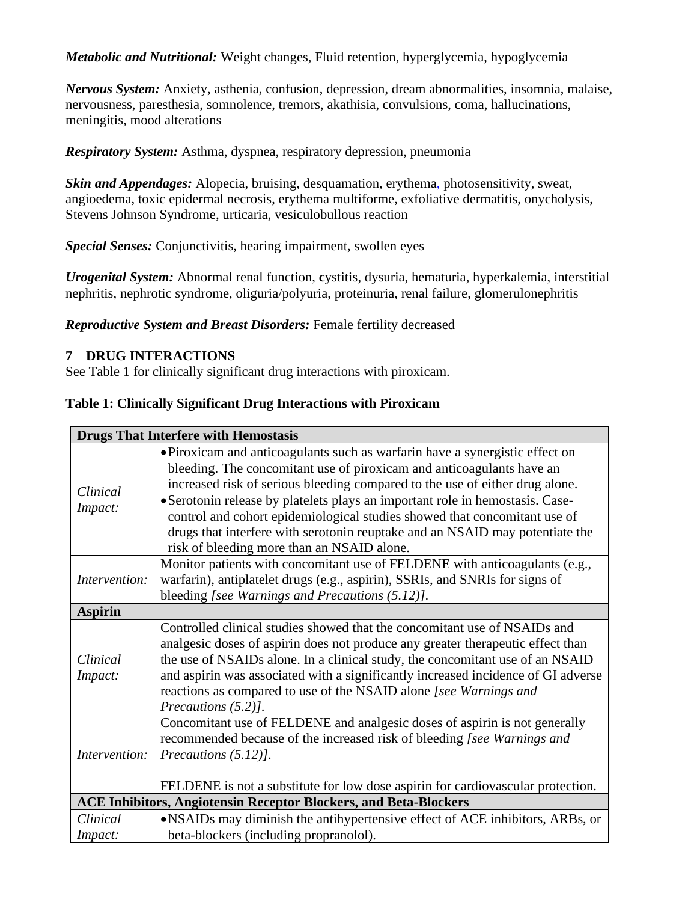***Metabolic and Nutritional:*** Weight changes, Fluid retention, hyperglycemia, hypoglycemia

***Nervous System:*** Anxiety, asthenia, confusion, depression, dream abnormalities, insomnia, malaise, nervousness, paresthesia, somnolence, tremors, akathisia, convulsions, coma, hallucinations, meningitis, mood alterations

***Respiratory System:*** Asthma, dyspnea, respiratory depression, pneumonia

***Skin and Appendages:*** Alopecia, bruising, desquamation, erythema, photosensitivity, sweat, angioedema, toxic epidermal necrosis, erythema multiforme, exfoliative dermatitis, onycholysis, Stevens Johnson Syndrome, urticaria, vesiculobullous reaction

***Special Senses:*** Conjunctivitis, hearing impairment, swollen eyes

***Urogenital System:*** Abnormal renal function, cystitis, dysuria, hematuria, hyperkalemia, interstitial nephritis, nephrotic syndrome, oliguria/polyuria, proteinuria, renal failure, glomerulonephritis

***Reproductive System and Breast Disorders:*** Female fertility decreased

## 7 DRUG INTERACTIONS

See Table 1 for clinically significant drug interactions with piroxicam.

**Table 1: Clinically Significant Drug Interactions with Piroxicam**

| **Drugs That Interfere with Hemostasis** | |
|---|---|
| *Clinical Impact:* | • Piroxicam and anticoagulants such as warfarin have a synergistic effect on bleeding. The concomitant use of piroxicam and anticoagulants have an increased risk of serious bleeding compared to the use of either drug alone.<br>• Serotonin release by platelets plays an important role in hemostasis. Case-control and cohort epidemiological studies showed that concomitant use of drugs that interfere with serotonin reuptake and an NSAID may potentiate the risk of bleeding more than an NSAID alone. |
| *Intervention:* | Monitor patients with concomitant use of FELDENE with anticoagulants (e.g., warfarin), antiplatelet drugs (e.g., aspirin), SSRIs, and SNRIs for signs of bleeding *[see Warnings and Precautions (5.12)]*. |
| **Aspirin** | |
| *Clinical Impact:* | Controlled clinical studies showed that the concomitant use of NSAIDs and analgesic doses of aspirin does not produce any greater therapeutic effect than the use of NSAIDs alone. In a clinical study, the concomitant use of an NSAID and aspirin was associated with a significantly increased incidence of GI adverse reactions as compared to use of the NSAID alone *[see Warnings and Precautions (5.2)]*. |
| *Intervention:* | Concomitant use of FELDENE and analgesic doses of aspirin is not generally recommended because of the increased risk of bleeding *[see Warnings and Precautions (5.12)]*.<br><br>FELDENE is not a substitute for low dose aspirin for cardiovascular protection. |
| **ACE Inhibitors, Angiotensin Receptor Blockers, and Beta-Blockers** | |
| *Clinical Impact:* | • NSAIDs may diminish the antihypertensive effect of ACE inhibitors, ARBs, or beta-blockers (including propranolol). |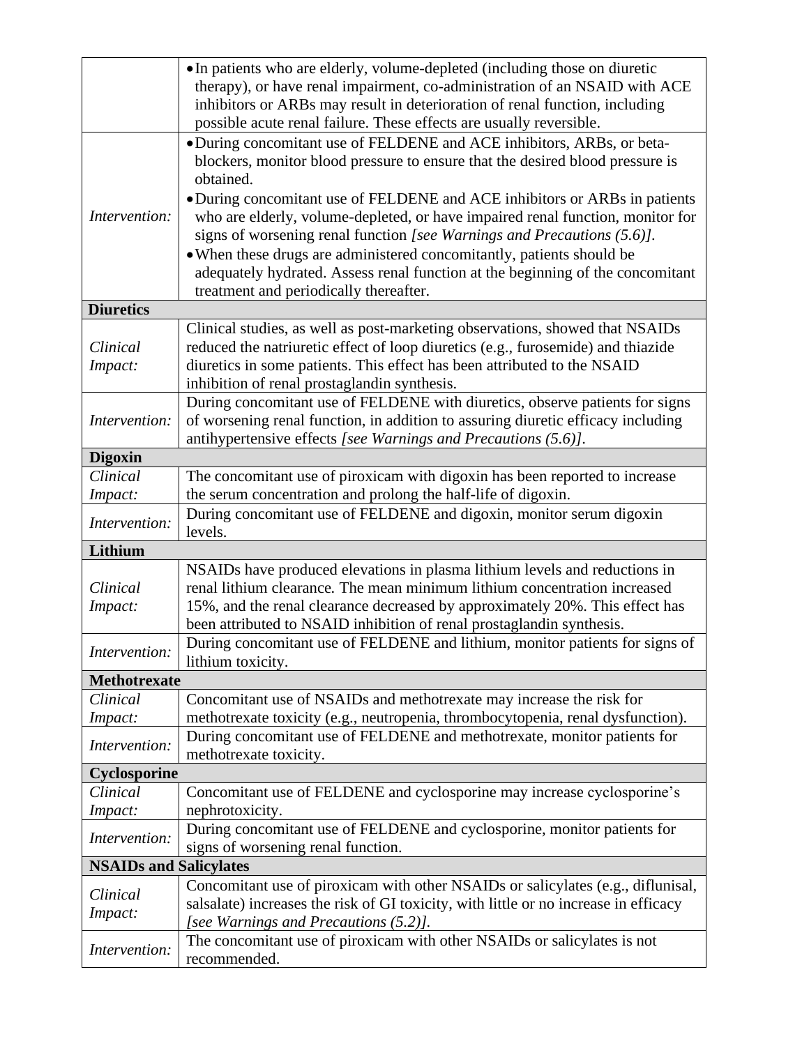| | |
|---|---|
| | • In patients who are elderly, volume-depleted (including those on diuretic therapy), or have renal impairment, co-administration of an NSAID with ACE inhibitors or ARBs may result in deterioration of renal function, including possible acute renal failure. These effects are usually reversible. |
| *Intervention:* | • During concomitant use of FELDENE and ACE inhibitors, ARBs, or beta-blockers, monitor blood pressure to ensure that the desired blood pressure is obtained.<br>• During concomitant use of FELDENE and ACE inhibitors or ARBs in patients who are elderly, volume-depleted, or have impaired renal function, monitor for signs of worsening renal function *[see Warnings and Precautions (5.6)]*.<br>• When these drugs are administered concomitantly, patients should be adequately hydrated. Assess renal function at the beginning of the concomitant treatment and periodically thereafter. |
| **Diuretics** | |
| *Clinical Impact:* | Clinical studies, as well as post-marketing observations, showed that NSAIDs reduced the natriuretic effect of loop diuretics (e.g., furosemide) and thiazide diuretics in some patients. This effect has been attributed to the NSAID inhibition of renal prostaglandin synthesis. |
| *Intervention:* | During concomitant use of FELDENE with diuretics, observe patients for signs of worsening renal function, in addition to assuring diuretic efficacy including antihypertensive effects *[see Warnings and Precautions (5.6)]*. |
| **Digoxin** | |
| *Clinical Impact:* | The concomitant use of piroxicam with digoxin has been reported to increase the serum concentration and prolong the half-life of digoxin. |
| *Intervention:* | During concomitant use of FELDENE and digoxin, monitor serum digoxin levels. |
| **Lithium** | |
| *Clinical Impact:* | NSAIDs have produced elevations in plasma lithium levels and reductions in renal lithium clearance. The mean minimum lithium concentration increased 15%, and the renal clearance decreased by approximately 20%. This effect has been attributed to NSAID inhibition of renal prostaglandin synthesis. |
| *Intervention:* | During concomitant use of FELDENE and lithium, monitor patients for signs of lithium toxicity. |
| **Methotrexate** | |
| *Clinical Impact:* | Concomitant use of NSAIDs and methotrexate may increase the risk for methotrexate toxicity (e.g., neutropenia, thrombocytopenia, renal dysfunction). |
| *Intervention:* | During concomitant use of FELDENE and methotrexate, monitor patients for methotrexate toxicity. |
| **Cyclosporine** | |
| *Clinical Impact:* | Concomitant use of FELDENE and cyclosporine may increase cyclosporine's nephrotoxicity. |
| *Intervention:* | During concomitant use of FELDENE and cyclosporine, monitor patients for signs of worsening renal function. |
| **NSAIDs and Salicylates** | |
| *Clinical Impact:* | Concomitant use of piroxicam with other NSAIDs or salicylates (e.g., diflunisal, salsalate) increases the risk of GI toxicity, with little or no increase in efficacy *[see Warnings and Precautions (5.2)]*. |
| *Intervention:* | The concomitant use of piroxicam with other NSAIDs or salicylates is not recommended. |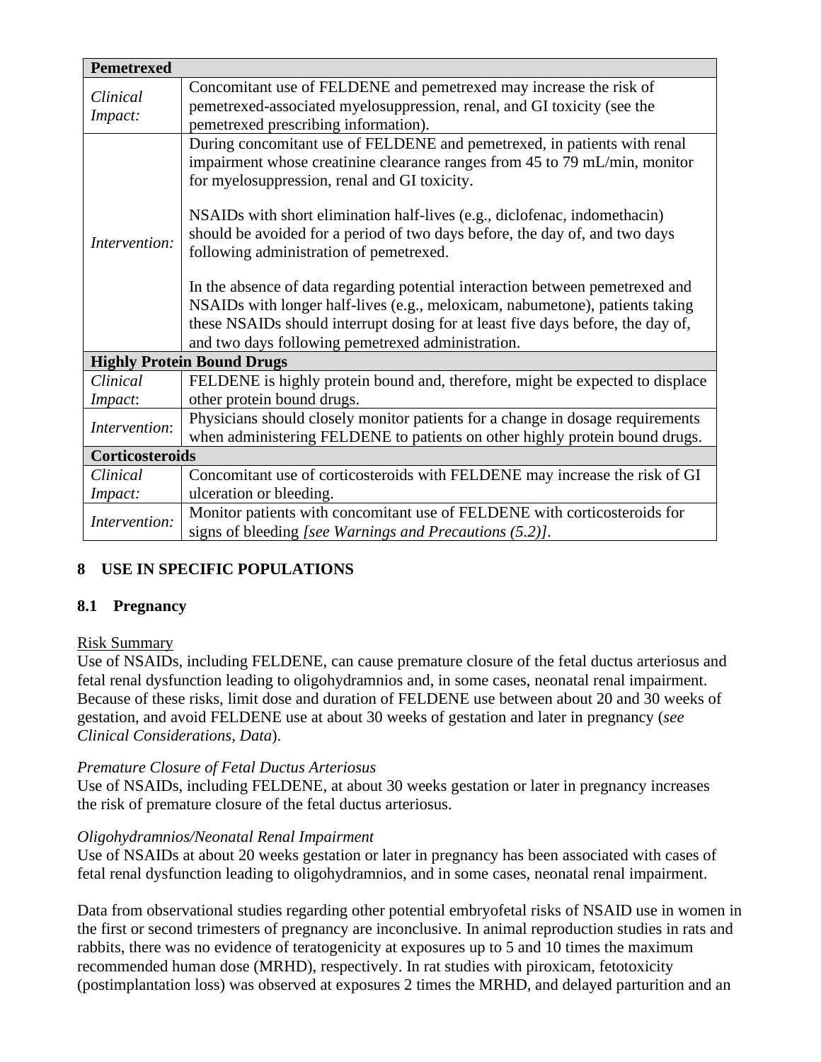| **Pemetrexed** | |
|---|---|
| *Clinical Impact:* | Concomitant use of FELDENE and pemetrexed may increase the risk of pemetrexed-associated myelosuppression, renal, and GI toxicity (see the pemetrexed prescribing information). |
| *Intervention:* | During concomitant use of FELDENE and pemetrexed, in patients with renal impairment whose creatinine clearance ranges from 45 to 79 mL/min, monitor for myelosuppression, renal and GI toxicity.<br><br>NSAIDs with short elimination half-lives (e.g., diclofenac, indomethacin) should be avoided for a period of two days before, the day of, and two days following administration of pemetrexed.<br><br>In the absence of data regarding potential interaction between pemetrexed and NSAIDs with longer half-lives (e.g., meloxicam, nabumetone), patients taking these NSAIDs should interrupt dosing for at least five days before, the day of, and two days following pemetrexed administration. |
| **Highly Protein Bound Drugs** | |
| *Clinical Impact*: | FELDENE is highly protein bound and, therefore, might be expected to displace other protein bound drugs. |
| *Intervention*: | Physicians should closely monitor patients for a change in dosage requirements when administering FELDENE to patients on other highly protein bound drugs. |
| **Corticosteroids** | |
| *Clinical Impact:* | Concomitant use of corticosteroids with FELDENE may increase the risk of GI ulceration or bleeding. |
| *Intervention:* | Monitor patients with concomitant use of FELDENE with corticosteroids for signs of bleeding *[see Warnings and Precautions (5.2)]*. |

## 8 USE IN SPECIFIC POPULATIONS

### 8.1 Pregnancy

Risk Summary

Use of NSAIDs, including FELDENE, can cause premature closure of the fetal ductus arteriosus and fetal renal dysfunction leading to oligohydramnios and, in some cases, neonatal renal impairment. Because of these risks, limit dose and duration of FELDENE use between about 20 and 30 weeks of gestation, and avoid FELDENE use at about 30 weeks of gestation and later in pregnancy (*see Clinical Considerations, Data*).

*Premature Closure of Fetal Ductus Arteriosus*

Use of NSAIDs, including FELDENE, at about 30 weeks gestation or later in pregnancy increases the risk of premature closure of the fetal ductus arteriosus.

*Oligohydramnios/Neonatal Renal Impairment*

Use of NSAIDs at about 20 weeks gestation or later in pregnancy has been associated with cases of fetal renal dysfunction leading to oligohydramnios, and in some cases, neonatal renal impairment.

Data from observational studies regarding other potential embryofetal risks of NSAID use in women in the first or second trimesters of pregnancy are inconclusive. In animal reproduction studies in rats and rabbits, there was no evidence of teratogenicity at exposures up to 5 and 10 times the maximum recommended human dose (MRHD), respectively. In rat studies with piroxicam, fetotoxicity (postimplantation loss) was observed at exposures 2 times the MRHD, and delayed parturition and an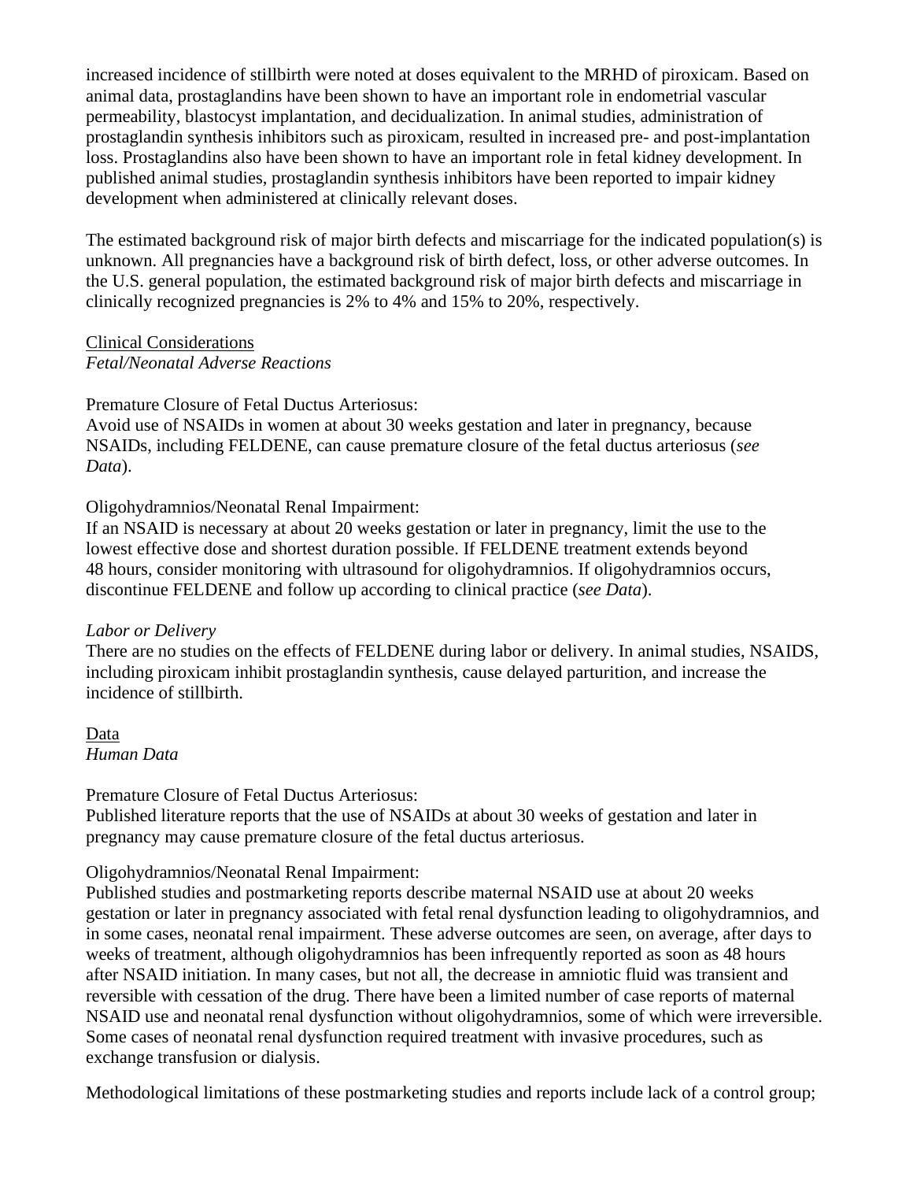increased incidence of stillbirth were noted at doses equivalent to the MRHD of piroxicam. Based on animal data, prostaglandins have been shown to have an important role in endometrial vascular permeability, blastocyst implantation, and decidualization. In animal studies, administration of prostaglandin synthesis inhibitors such as piroxicam, resulted in increased pre- and post-implantation loss. Prostaglandins also have been shown to have an important role in fetal kidney development. In published animal studies, prostaglandin synthesis inhibitors have been reported to impair kidney development when administered at clinically relevant doses.

The estimated background risk of major birth defects and miscarriage for the indicated population(s) is unknown. All pregnancies have a background risk of birth defect, loss, or other adverse outcomes. In the U.S. general population, the estimated background risk of major birth defects and miscarriage in clinically recognized pregnancies is 2% to 4% and 15% to 20%, respectively.

<u>Clinical Considerations</u>
*Fetal/Neonatal Adverse Reactions*

Premature Closure of Fetal Ductus Arteriosus:
Avoid use of NSAIDs in women at about 30 weeks gestation and later in pregnancy, because NSAIDs, including FELDENE, can cause premature closure of the fetal ductus arteriosus (*see Data*).

Oligohydramnios/Neonatal Renal Impairment:
If an NSAID is necessary at about 20 weeks gestation or later in pregnancy, limit the use to the lowest effective dose and shortest duration possible. If FELDENE treatment extends beyond 48 hours, consider monitoring with ultrasound for oligohydramnios. If oligohydramnios occurs, discontinue FELDENE and follow up according to clinical practice (*see Data*).

*Labor or Delivery*
There are no studies on the effects of FELDENE during labor or delivery. In animal studies, NSAIDS, including piroxicam inhibit prostaglandin synthesis, cause delayed parturition, and increase the incidence of stillbirth.

<u>Data</u>
*Human Data*

Premature Closure of Fetal Ductus Arteriosus:
Published literature reports that the use of NSAIDs at about 30 weeks of gestation and later in pregnancy may cause premature closure of the fetal ductus arteriosus.

Oligohydramnios/Neonatal Renal Impairment:
Published studies and postmarketing reports describe maternal NSAID use at about 20 weeks gestation or later in pregnancy associated with fetal renal dysfunction leading to oligohydramnios, and in some cases, neonatal renal impairment. These adverse outcomes are seen, on average, after days to weeks of treatment, although oligohydramnios has been infrequently reported as soon as 48 hours after NSAID initiation. In many cases, but not all, the decrease in amniotic fluid was transient and reversible with cessation of the drug. There have been a limited number of case reports of maternal NSAID use and neonatal renal dysfunction without oligohydramnios, some of which were irreversible. Some cases of neonatal renal dysfunction required treatment with invasive procedures, such as exchange transfusion or dialysis.

Methodological limitations of these postmarketing studies and reports include lack of a control group;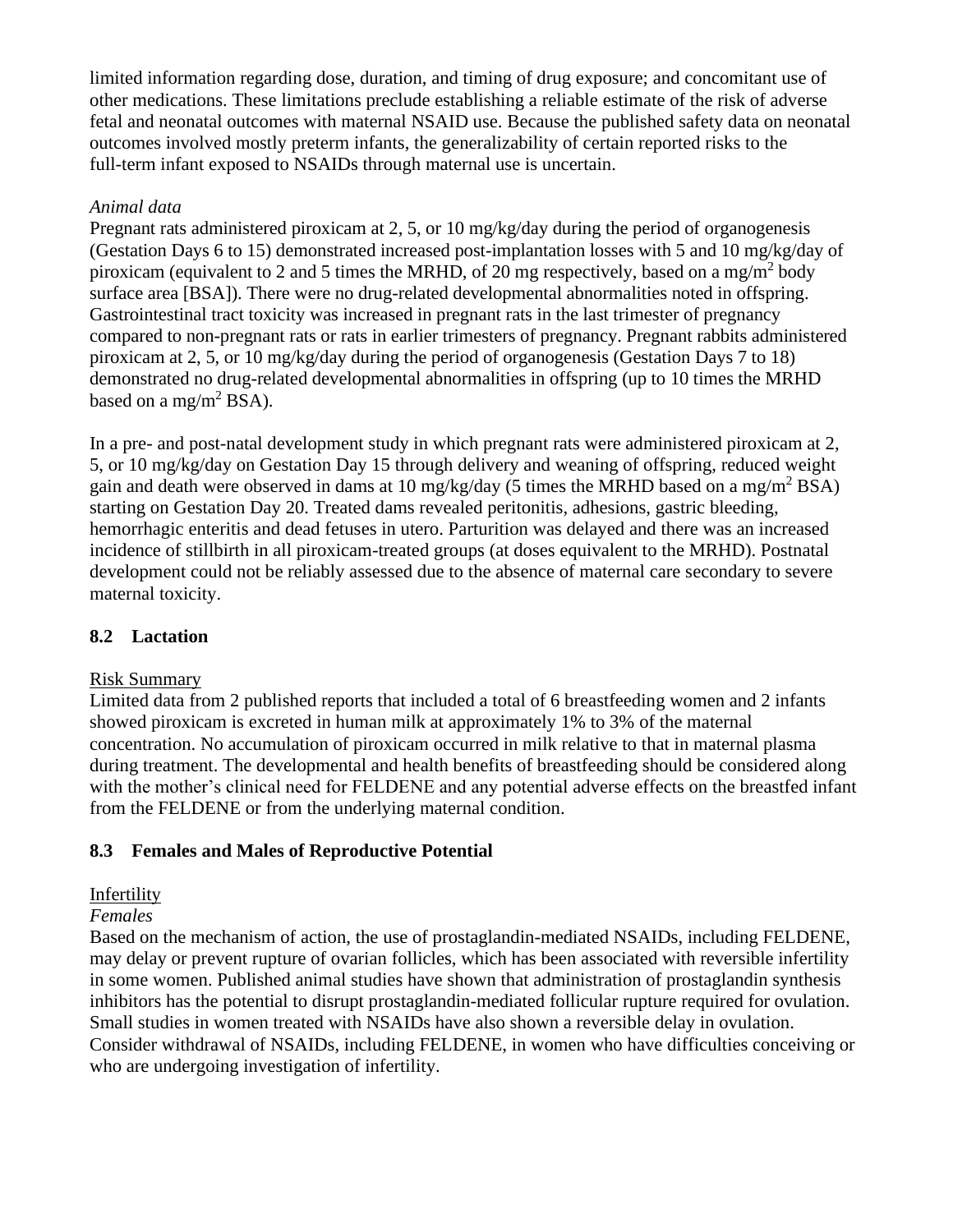limited information regarding dose, duration, and timing of drug exposure; and concomitant use of other medications. These limitations preclude establishing a reliable estimate of the risk of adverse fetal and neonatal outcomes with maternal NSAID use. Because the published safety data on neonatal outcomes involved mostly preterm infants, the generalizability of certain reported risks to the full-term infant exposed to NSAIDs through maternal use is uncertain.

*Animal data*

Pregnant rats administered piroxicam at 2, 5, or 10 mg/kg/day during the period of organogenesis (Gestation Days 6 to 15) demonstrated increased post-implantation losses with 5 and 10 mg/kg/day of piroxicam (equivalent to 2 and 5 times the MRHD, of 20 mg respectively, based on a mg/m$^2$ body surface area [BSA]). There were no drug-related developmental abnormalities noted in offspring. Gastrointestinal tract toxicity was increased in pregnant rats in the last trimester of pregnancy compared to non-pregnant rats or rats in earlier trimesters of pregnancy. Pregnant rabbits administered piroxicam at 2, 5, or 10 mg/kg/day during the period of organogenesis (Gestation Days 7 to 18) demonstrated no drug-related developmental abnormalities in offspring (up to 10 times the MRHD based on a mg/m$^2$ BSA).

In a pre- and post-natal development study in which pregnant rats were administered piroxicam at 2, 5, or 10 mg/kg/day on Gestation Day 15 through delivery and weaning of offspring, reduced weight gain and death were observed in dams at 10 mg/kg/day (5 times the MRHD based on a mg/m$^2$ BSA) starting on Gestation Day 20. Treated dams revealed peritonitis, adhesions, gastric bleeding, hemorrhagic enteritis and dead fetuses in utero. Parturition was delayed and there was an increased incidence of stillbirth in all piroxicam-treated groups (at doses equivalent to the MRHD). Postnatal development could not be reliably assessed due to the absence of maternal care secondary to severe maternal toxicity.

## 8.2 Lactation

Risk Summary

Limited data from 2 published reports that included a total of 6 breastfeeding women and 2 infants showed piroxicam is excreted in human milk at approximately 1% to 3% of the maternal concentration. No accumulation of piroxicam occurred in milk relative to that in maternal plasma during treatment. The developmental and health benefits of breastfeeding should be considered along with the mother's clinical need for FELDENE and any potential adverse effects on the breastfed infant from the FELDENE or from the underlying maternal condition.

## 8.3 Females and Males of Reproductive Potential

Infertility

*Females*

Based on the mechanism of action, the use of prostaglandin-mediated NSAIDs, including FELDENE, may delay or prevent rupture of ovarian follicles, which has been associated with reversible infertility in some women. Published animal studies have shown that administration of prostaglandin synthesis inhibitors has the potential to disrupt prostaglandin-mediated follicular rupture required for ovulation. Small studies in women treated with NSAIDs have also shown a reversible delay in ovulation. Consider withdrawal of NSAIDs, including FELDENE, in women who have difficulties conceiving or who are undergoing investigation of infertility.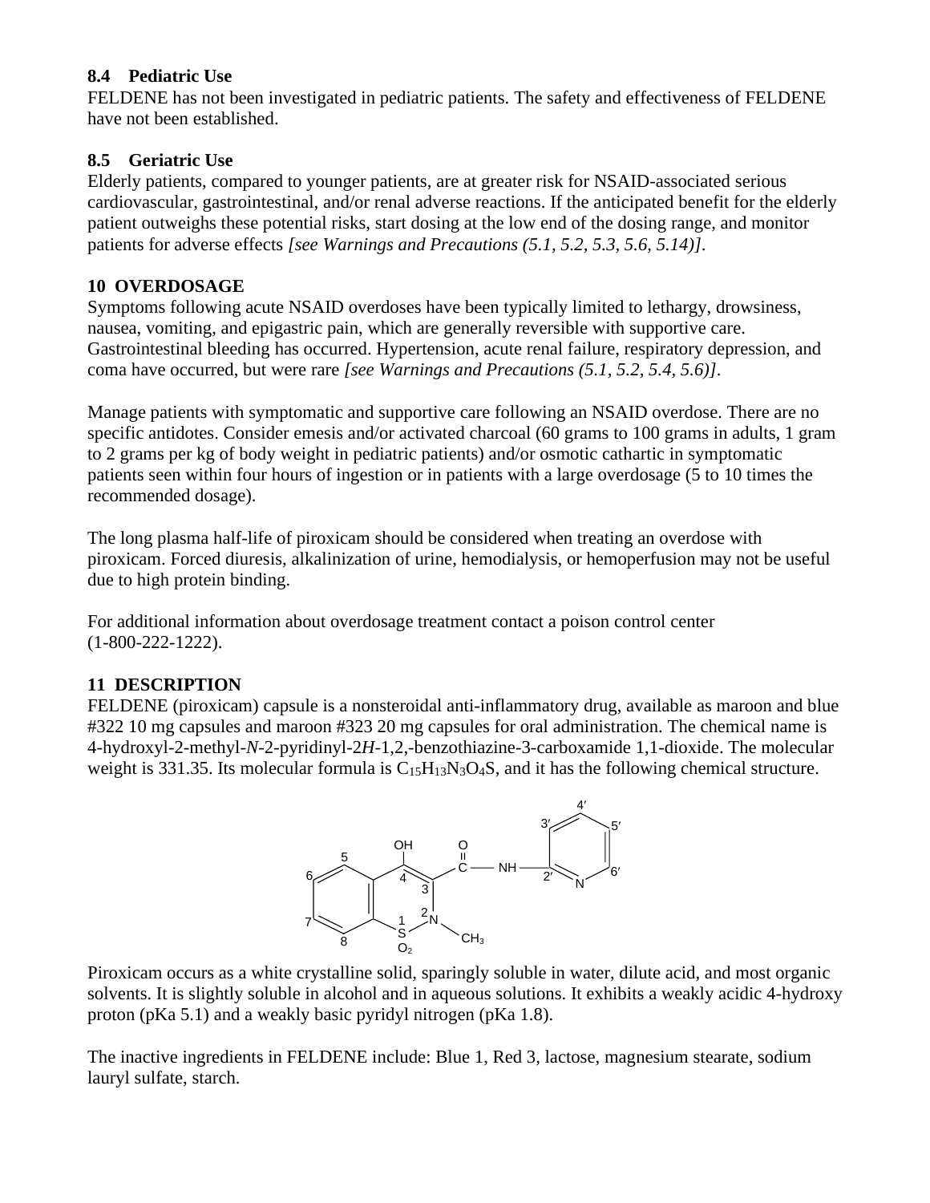### 8.4 Pediatric Use

FELDENE has not been investigated in pediatric patients. The safety and effectiveness of FELDENE have not been established.

### 8.5 Geriatric Use

Elderly patients, compared to younger patients, are at greater risk for NSAID-associated serious cardiovascular, gastrointestinal, and/or renal adverse reactions. If the anticipated benefit for the elderly patient outweighs these potential risks, start dosing at the low end of the dosing range, and monitor patients for adverse effects *[see Warnings and Precautions (5.1, 5.2, 5.3, 5.6, 5.14)]*.

## 10 OVERDOSAGE

Symptoms following acute NSAID overdoses have been typically limited to lethargy, drowsiness, nausea, vomiting, and epigastric pain, which are generally reversible with supportive care. Gastrointestinal bleeding has occurred. Hypertension, acute renal failure, respiratory depression, and coma have occurred, but were rare *[see Warnings and Precautions (5.1, 5.2, 5.4, 5.6)]*.

Manage patients with symptomatic and supportive care following an NSAID overdose. There are no specific antidotes. Consider emesis and/or activated charcoal (60 grams to 100 grams in adults, 1 gram to 2 grams per kg of body weight in pediatric patients) and/or osmotic cathartic in symptomatic patients seen within four hours of ingestion or in patients with a large overdosage (5 to 10 times the recommended dosage).

The long plasma half-life of piroxicam should be considered when treating an overdose with piroxicam. Forced diuresis, alkalinization of urine, hemodialysis, or hemoperfusion may not be useful due to high protein binding.

For additional information about overdosage treatment contact a poison control center (1-800-222-1222).

## 11 DESCRIPTION

FELDENE (piroxicam) capsule is a nonsteroidal anti-inflammatory drug, available as maroon and blue #322 10 mg capsules and maroon #323 20 mg capsules for oral administration. The chemical name is 4-hydroxyl-2-methyl-*N*-2-pyridinyl-2*H*-1,2,-benzothiazine-3-carboxamide 1,1-dioxide. The molecular weight is 331.35. Its molecular formula is $C_{15}H_{13}N_3O_4S$, and it has the following chemical structure.

Piroxicam occurs as a white crystalline solid, sparingly soluble in water, dilute acid, and most organic solvents. It is slightly soluble in alcohol and in aqueous solutions. It exhibits a weakly acidic 4-hydroxy proton (pKa 5.1) and a weakly basic pyridyl nitrogen (pKa 1.8).

The inactive ingredients in FELDENE include: Blue 1, Red 3, lactose, magnesium stearate, sodium lauryl sulfate, starch.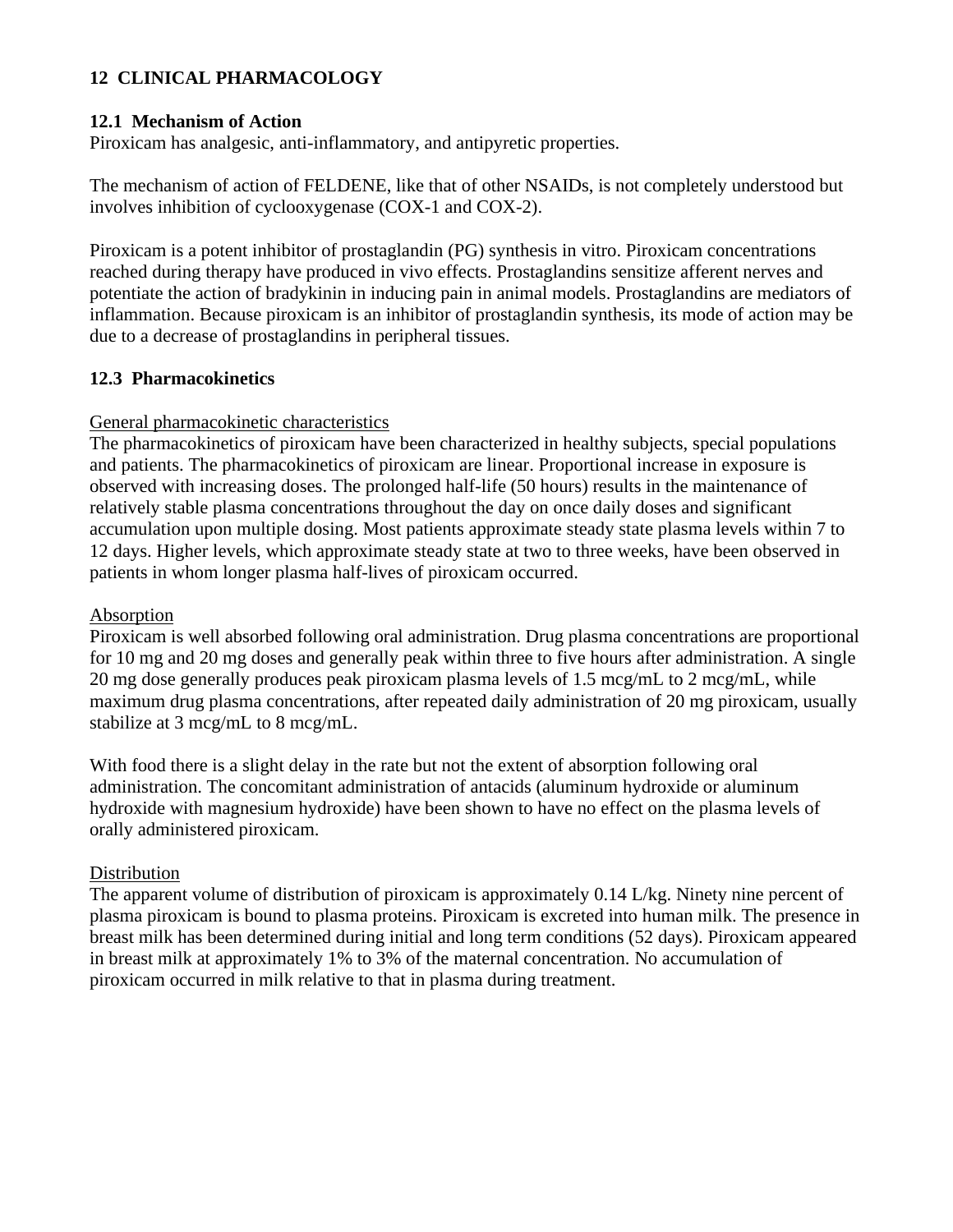## 12 CLINICAL PHARMACOLOGY

### 12.1 Mechanism of Action

Piroxicam has analgesic, anti-inflammatory, and antipyretic properties.

The mechanism of action of FELDENE, like that of other NSAIDs, is not completely understood but involves inhibition of cyclooxygenase (COX-1 and COX-2).

Piroxicam is a potent inhibitor of prostaglandin (PG) synthesis in vitro. Piroxicam concentrations reached during therapy have produced in vivo effects. Prostaglandins sensitize afferent nerves and potentiate the action of bradykinin in inducing pain in animal models. Prostaglandins are mediators of inflammation. Because piroxicam is an inhibitor of prostaglandin synthesis, its mode of action may be due to a decrease of prostaglandins in peripheral tissues.

### 12.3 Pharmacokinetics

General pharmacokinetic characteristics

The pharmacokinetics of piroxicam have been characterized in healthy subjects, special populations and patients. The pharmacokinetics of piroxicam are linear. Proportional increase in exposure is observed with increasing doses. The prolonged half-life (50 hours) results in the maintenance of relatively stable plasma concentrations throughout the day on once daily doses and significant accumulation upon multiple dosing. Most patients approximate steady state plasma levels within 7 to 12 days. Higher levels, which approximate steady state at two to three weeks, have been observed in patients in whom longer plasma half-lives of piroxicam occurred.

Absorption

Piroxicam is well absorbed following oral administration. Drug plasma concentrations are proportional for 10 mg and 20 mg doses and generally peak within three to five hours after administration. A single 20 mg dose generally produces peak piroxicam plasma levels of 1.5 mcg/mL to 2 mcg/mL, while maximum drug plasma concentrations, after repeated daily administration of 20 mg piroxicam, usually stabilize at 3 mcg/mL to 8 mcg/mL.

With food there is a slight delay in the rate but not the extent of absorption following oral administration. The concomitant administration of antacids (aluminum hydroxide or aluminum hydroxide with magnesium hydroxide) have been shown to have no effect on the plasma levels of orally administered piroxicam.

Distribution

The apparent volume of distribution of piroxicam is approximately 0.14 L/kg. Ninety nine percent of plasma piroxicam is bound to plasma proteins. Piroxicam is excreted into human milk. The presence in breast milk has been determined during initial and long term conditions (52 days). Piroxicam appeared in breast milk at approximately 1% to 3% of the maternal concentration. No accumulation of piroxicam occurred in milk relative to that in plasma during treatment.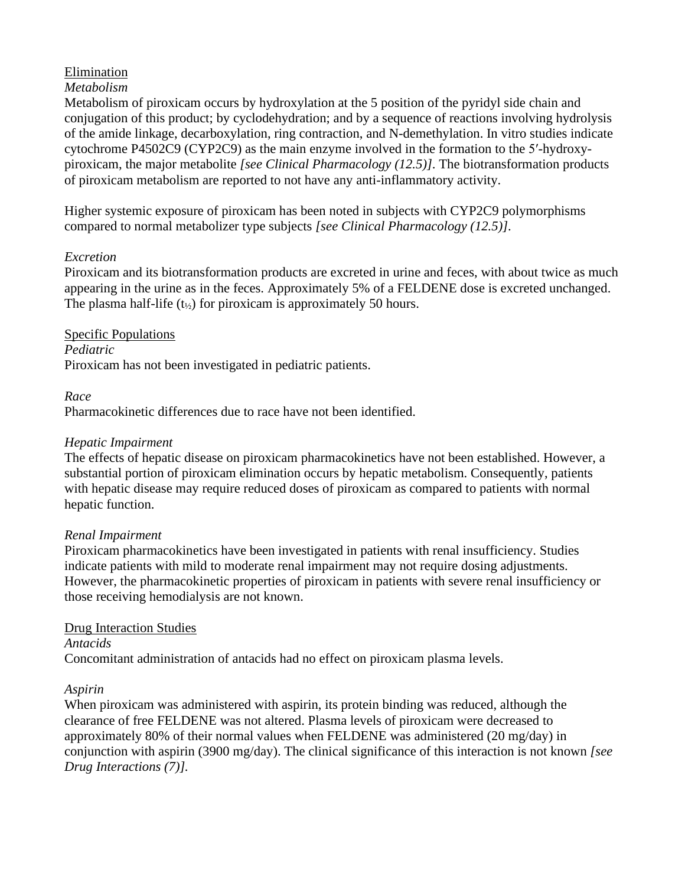Elimination

*Metabolism*

Metabolism of piroxicam occurs by hydroxylation at the 5 position of the pyridyl side chain and conjugation of this product; by cyclodehydration; and by a sequence of reactions involving hydrolysis of the amide linkage, decarboxylation, ring contraction, and N-demethylation. In vitro studies indicate cytochrome P4502C9 (CYP2C9) as the main enzyme involved in the formation to the 5′-hydroxy-piroxicam, the major metabolite *[see Clinical Pharmacology (12.5)]*. The biotransformation products of piroxicam metabolism are reported to not have any anti-inflammatory activity.

Higher systemic exposure of piroxicam has been noted in subjects with CYP2C9 polymorphisms compared to normal metabolizer type subjects *[see Clinical Pharmacology (12.5)]*.

*Excretion*

Piroxicam and its biotransformation products are excreted in urine and feces, with about twice as much appearing in the urine as in the feces. Approximately 5% of a FELDENE dose is excreted unchanged. The plasma half-life ($t_{½}$) for piroxicam is approximately 50 hours.

Specific Populations

*Pediatric*

Piroxicam has not been investigated in pediatric patients.

*Race*

Pharmacokinetic differences due to race have not been identified.

*Hepatic Impairment*

The effects of hepatic disease on piroxicam pharmacokinetics have not been established. However, a substantial portion of piroxicam elimination occurs by hepatic metabolism. Consequently, patients with hepatic disease may require reduced doses of piroxicam as compared to patients with normal hepatic function.

*Renal Impairment*

Piroxicam pharmacokinetics have been investigated in patients with renal insufficiency. Studies indicate patients with mild to moderate renal impairment may not require dosing adjustments. However, the pharmacokinetic properties of piroxicam in patients with severe renal insufficiency or those receiving hemodialysis are not known.

Drug Interaction Studies

*Antacids*

Concomitant administration of antacids had no effect on piroxicam plasma levels.

*Aspirin*

When piroxicam was administered with aspirin, its protein binding was reduced, although the clearance of free FELDENE was not altered. Plasma levels of piroxicam were decreased to approximately 80% of their normal values when FELDENE was administered (20 mg/day) in conjunction with aspirin (3900 mg/day). The clinical significance of this interaction is not known *[see Drug Interactions (7)]*.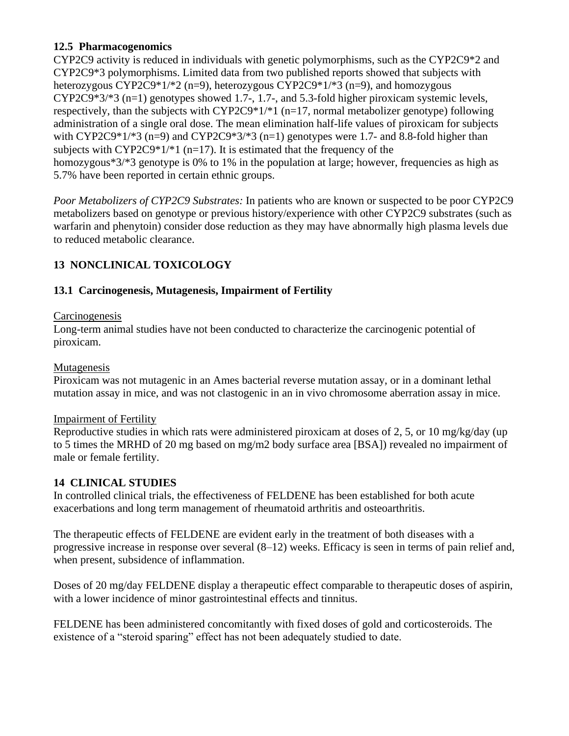### 12.5 Pharmacogenomics

CYP2C9 activity is reduced in individuals with genetic polymorphisms, such as the CYP2C9*2 and CYP2C9*3 polymorphisms. Limited data from two published reports showed that subjects with heterozygous CYP2C9*1/*2 (n=9), heterozygous CYP2C9*1/*3 (n=9), and homozygous CYP2C9*3/*3 (n=1) genotypes showed 1.7-, 1.7-, and 5.3-fold higher piroxicam systemic levels, respectively, than the subjects with CYP2C9*1/*1 (n=17, normal metabolizer genotype) following administration of a single oral dose. The mean elimination half-life values of piroxicam for subjects with CYP2C9*1/*3 (n=9) and CYP2C9*3/*3 (n=1) genotypes were 1.7- and 8.8-fold higher than subjects with CYP2C9*1/*1 (n=17). It is estimated that the frequency of the homozygous*3/*3 genotype is 0% to 1% in the population at large; however, frequencies as high as 5.7% have been reported in certain ethnic groups.

*Poor Metabolizers of CYP2C9 Substrates:* In patients who are known or suspected to be poor CYP2C9 metabolizers based on genotype or previous history/experience with other CYP2C9 substrates (such as warfarin and phenytoin) consider dose reduction as they may have abnormally high plasma levels due to reduced metabolic clearance.

## 13 NONCLINICAL TOXICOLOGY

### 13.1 Carcinogenesis, Mutagenesis, Impairment of Fertility

Carcinogenesis

Long-term animal studies have not been conducted to characterize the carcinogenic potential of piroxicam.

Mutagenesis

Piroxicam was not mutagenic in an Ames bacterial reverse mutation assay, or in a dominant lethal mutation assay in mice, and was not clastogenic in an in vivo chromosome aberration assay in mice.

Impairment of Fertility

Reproductive studies in which rats were administered piroxicam at doses of 2, 5, or 10 mg/kg/day (up to 5 times the MRHD of 20 mg based on mg/m2 body surface area [BSA]) revealed no impairment of male or female fertility.

## 14 CLINICAL STUDIES

In controlled clinical trials, the effectiveness of FELDENE has been established for both acute exacerbations and long term management of rheumatoid arthritis and osteoarthritis.

The therapeutic effects of FELDENE are evident early in the treatment of both diseases with a progressive increase in response over several (8–12) weeks. Efficacy is seen in terms of pain relief and, when present, subsidence of inflammation.

Doses of 20 mg/day FELDENE display a therapeutic effect comparable to therapeutic doses of aspirin, with a lower incidence of minor gastrointestinal effects and tinnitus.

FELDENE has been administered concomitantly with fixed doses of gold and corticosteroids. The existence of a "steroid sparing" effect has not been adequately studied to date.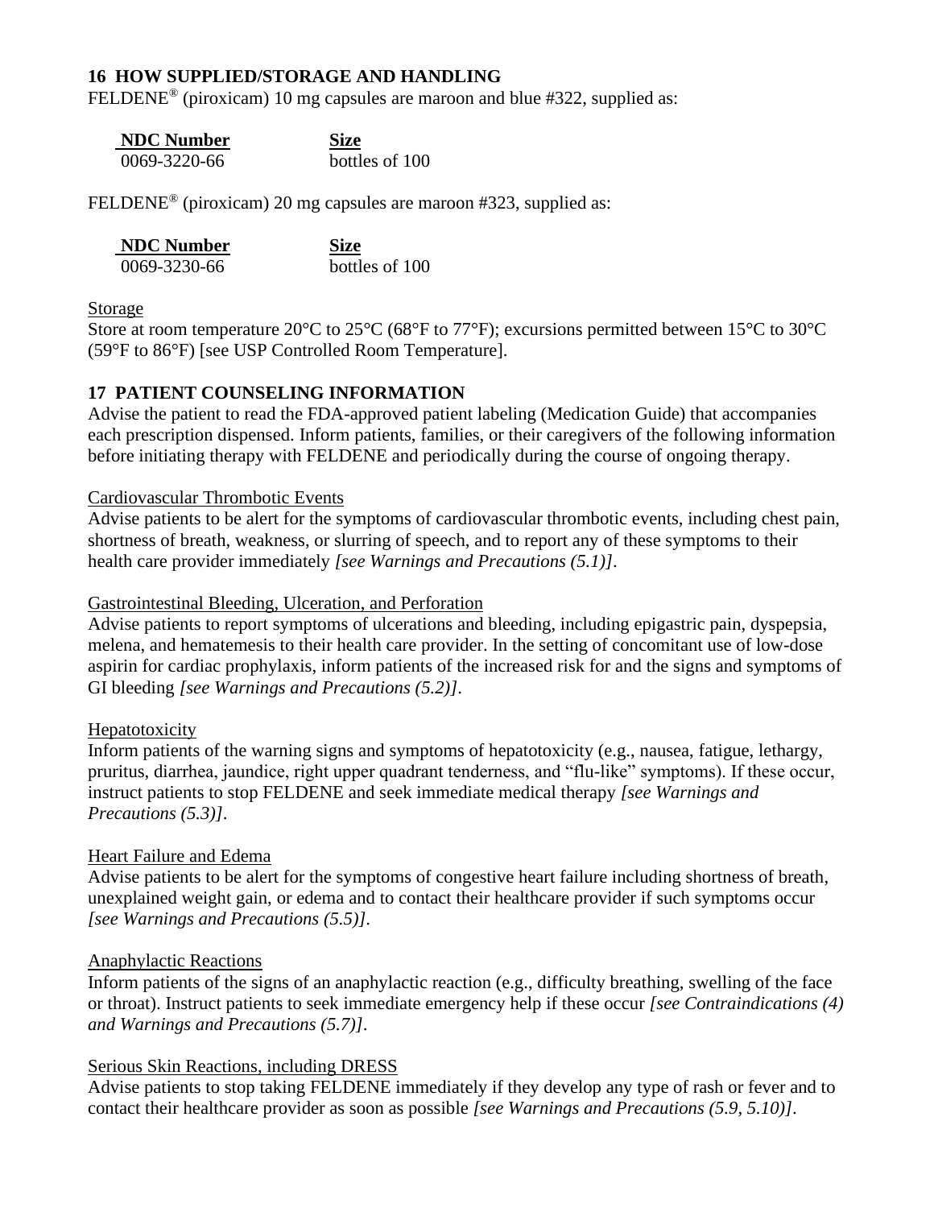## 16 HOW SUPPLIED/STORAGE AND HANDLING

FELDENE® (piroxicam) 10 mg capsules are maroon and blue #322, supplied as:

| NDC Number | Size |
| --- | --- |
| 0069-3220-66 | bottles of 100 |

FELDENE® (piroxicam) 20 mg capsules are maroon #323, supplied as:

| NDC Number | Size |
| --- | --- |
| 0069-3230-66 | bottles of 100 |

Storage

Store at room temperature 20°C to 25°C (68°F to 77°F); excursions permitted between 15°C to 30°C (59°F to 86°F) [see USP Controlled Room Temperature].

## 17 PATIENT COUNSELING INFORMATION

Advise the patient to read the FDA-approved patient labeling (Medication Guide) that accompanies each prescription dispensed. Inform patients, families, or their caregivers of the following information before initiating therapy with FELDENE and periodically during the course of ongoing therapy.

Cardiovascular Thrombotic Events

Advise patients to be alert for the symptoms of cardiovascular thrombotic events, including chest pain, shortness of breath, weakness, or slurring of speech, and to report any of these symptoms to their health care provider immediately *[see Warnings and Precautions (5.1)]*.

Gastrointestinal Bleeding, Ulceration, and Perforation

Advise patients to report symptoms of ulcerations and bleeding, including epigastric pain, dyspepsia, melena, and hematemesis to their health care provider. In the setting of concomitant use of low-dose aspirin for cardiac prophylaxis, inform patients of the increased risk for and the signs and symptoms of GI bleeding *[see Warnings and Precautions (5.2)]*.

Hepatotoxicity

Inform patients of the warning signs and symptoms of hepatotoxicity (e.g., nausea, fatigue, lethargy, pruritus, diarrhea, jaundice, right upper quadrant tenderness, and "flu-like" symptoms). If these occur, instruct patients to stop FELDENE and seek immediate medical therapy *[see Warnings and Precautions (5.3)]*.

Heart Failure and Edema

Advise patients to be alert for the symptoms of congestive heart failure including shortness of breath, unexplained weight gain, or edema and to contact their healthcare provider if such symptoms occur *[see Warnings and Precautions (5.5)]*.

Anaphylactic Reactions

Inform patients of the signs of an anaphylactic reaction (e.g., difficulty breathing, swelling of the face or throat). Instruct patients to seek immediate emergency help if these occur *[see Contraindications (4) and Warnings and Precautions (5.7)]*.

Serious Skin Reactions, including DRESS

Advise patients to stop taking FELDENE immediately if they develop any type of rash or fever and to contact their healthcare provider as soon as possible *[see Warnings and Precautions (5.9, 5.10)]*.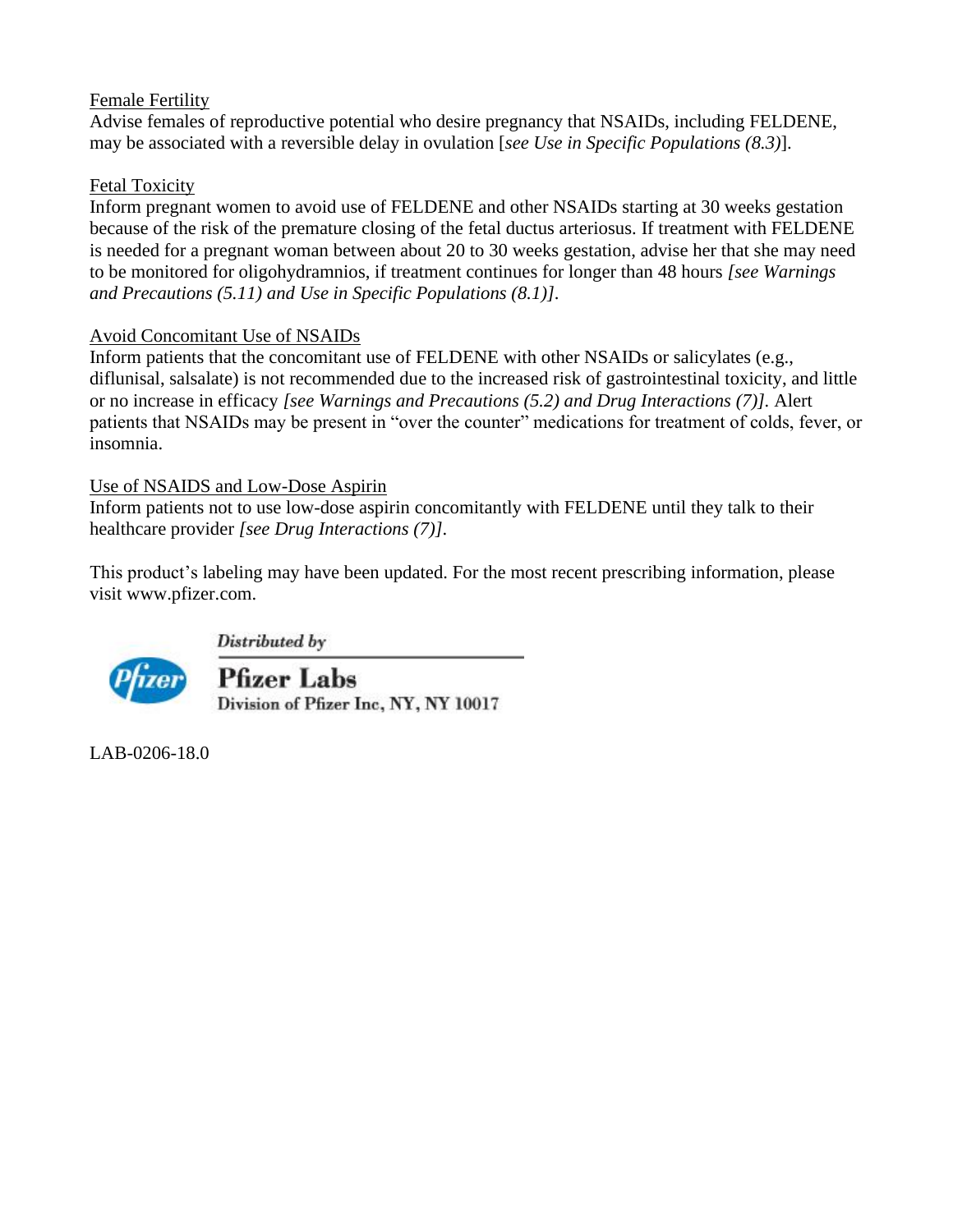Female Fertility

Advise females of reproductive potential who desire pregnancy that NSAIDs, including FELDENE, may be associated with a reversible delay in ovulation [*see Use in Specific Populations (8.3)*].

Fetal Toxicity

Inform pregnant women to avoid use of FELDENE and other NSAIDs starting at 30 weeks gestation because of the risk of the premature closing of the fetal ductus arteriosus. If treatment with FELDENE is needed for a pregnant woman between about 20 to 30 weeks gestation, advise her that she may need to be monitored for oligohydramnios, if treatment continues for longer than 48 hours *[see Warnings and Precautions (5.11) and Use in Specific Populations (8.1)]*.

Avoid Concomitant Use of NSAIDs

Inform patients that the concomitant use of FELDENE with other NSAIDs or salicylates (e.g., diflunisal, salsalate) is not recommended due to the increased risk of gastrointestinal toxicity, and little or no increase in efficacy *[see Warnings and Precautions (5.2) and Drug Interactions (7)]*. Alert patients that NSAIDs may be present in "over the counter" medications for treatment of colds, fever, or insomnia.

Use of NSAIDS and Low-Dose Aspirin

Inform patients not to use low-dose aspirin concomitantly with FELDENE until they talk to their healthcare provider *[see Drug Interactions (7)]*.

This product's labeling may have been updated. For the most recent prescribing information, please visit www.pfizer.com.

*Distributed by*

**Pfizer Labs**

Division of Pfizer Inc, NY, NY 10017

LAB-0206-18.0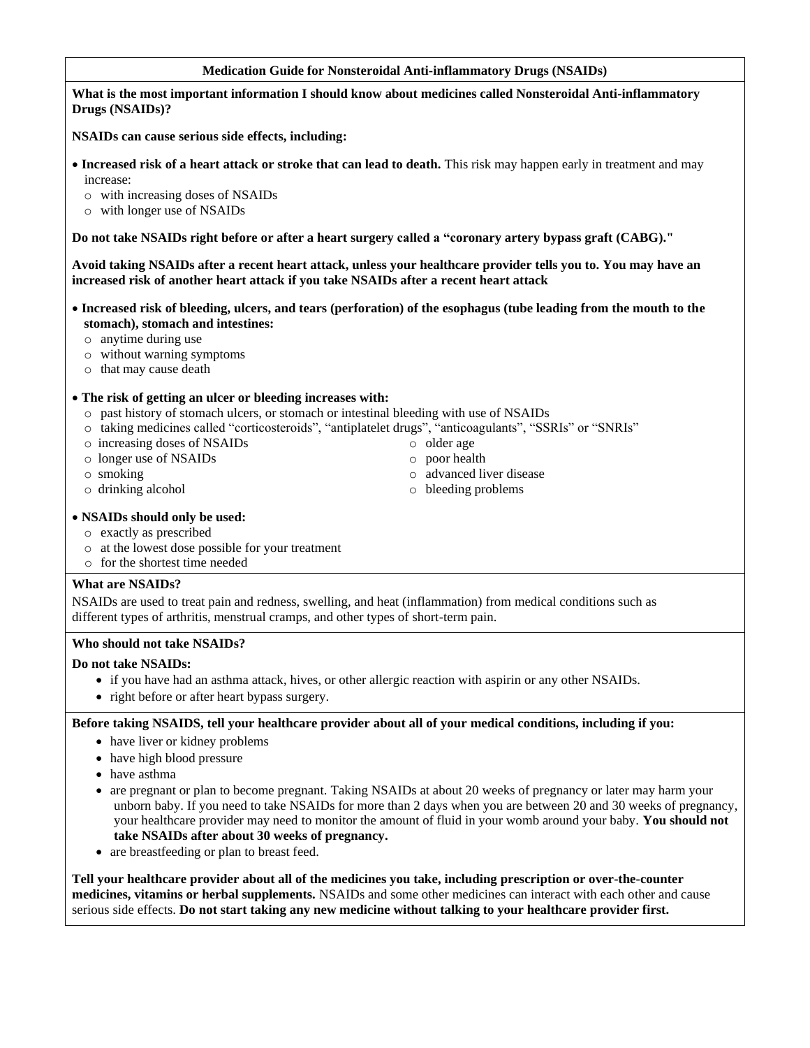## Medication Guide for Nonsteroidal Anti-inflammatory Drugs (NSAIDs)

**What is the most important information I should know about medicines called Nonsteroidal Anti-inflammatory Drugs (NSAIDs)?**

**NSAIDs can cause serious side effects, including:**

- **Increased risk of a heart attack or stroke that can lead to death.** This risk may happen early in treatment and may increase:
  - with increasing doses of NSAIDs
  - with longer use of NSAIDs

**Do not take NSAIDs right before or after a heart surgery called a "coronary artery bypass graft (CABG)."**

**Avoid taking NSAIDs after a recent heart attack, unless your healthcare provider tells you to. You may have an increased risk of another heart attack if you take NSAIDs after a recent heart attack**

- **Increased risk of bleeding, ulcers, and tears (perforation) of the esophagus (tube leading from the mouth to the stomach), stomach and intestines:**
  - anytime during use
  - without warning symptoms
  - that may cause death

- **The risk of getting an ulcer or bleeding increases with:**
  - past history of stomach ulcers, or stomach or intestinal bleeding with use of NSAIDs
  - taking medicines called "corticosteroids", "antiplatelet drugs", "anticoagulants", "SSRIs" or "SNRIs"
  - increasing doses of NSAIDs
  - longer use of NSAIDs
  - smoking
  - drinking alcohol
  - older age
  - poor health
  - advanced liver disease
  - bleeding problems

- **NSAIDs should only be used:**
  - exactly as prescribed
  - at the lowest dose possible for your treatment
  - for the shortest time needed

**What are NSAIDs?**

NSAIDs are used to treat pain and redness, swelling, and heat (inflammation) from medical conditions such as different types of arthritis, menstrual cramps, and other types of short-term pain.

**Who should not take NSAIDs?**

**Do not take NSAIDs:**

- if you have had an asthma attack, hives, or other allergic reaction with aspirin or any other NSAIDs.
- right before or after heart bypass surgery.

**Before taking NSAIDS, tell your healthcare provider about all of your medical conditions, including if you:**

- have liver or kidney problems
- have high blood pressure
- have asthma
- are pregnant or plan to become pregnant. Taking NSAIDs at about 20 weeks of pregnancy or later may harm your unborn baby. If you need to take NSAIDs for more than 2 days when you are between 20 and 30 weeks of pregnancy, your healthcare provider may need to monitor the amount of fluid in your womb around your baby. **You should not take NSAIDs after about 30 weeks of pregnancy.**
- are breastfeeding or plan to breast feed.

**Tell your healthcare provider about all of the medicines you take, including prescription or over-the-counter medicines, vitamins or herbal supplements.** NSAIDs and some other medicines can interact with each other and cause serious side effects. **Do not start taking any new medicine without talking to your healthcare provider first.**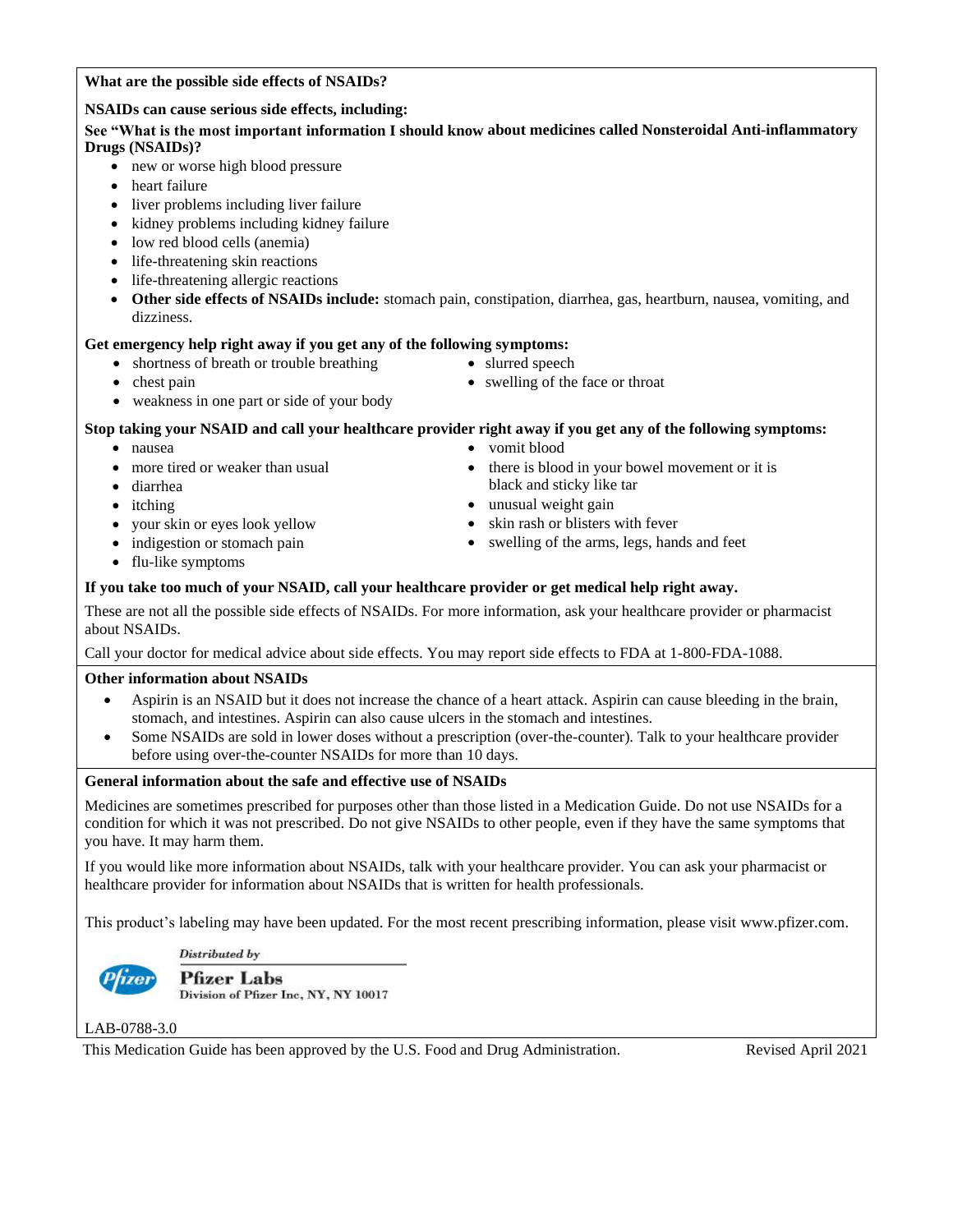**What are the possible side effects of NSAIDs?**

**NSAIDs can cause serious side effects, including:**

**See "What is the most important information I should know about medicines called Nonsteroidal Anti-inflammatory Drugs (NSAIDs)?**

- new or worse high blood pressure
- heart failure
- liver problems including liver failure
- kidney problems including kidney failure
- low red blood cells (anemia)
- life-threatening skin reactions
- life-threatening allergic reactions
- **Other side effects of NSAIDs include:** stomach pain, constipation, diarrhea, gas, heartburn, nausea, vomiting, and dizziness.

**Get emergency help right away if you get any of the following symptoms:**

- shortness of breath or trouble breathing
- chest pain
- weakness in one part or side of your body
- slurred speech
- swelling of the face or throat

**Stop taking your NSAID and call your healthcare provider right away if you get any of the following symptoms:**

- nausea
- more tired or weaker than usual
- diarrhea
- itching
- your skin or eyes look yellow
- indigestion or stomach pain
- flu-like symptoms
- vomit blood
- there is blood in your bowel movement or it is black and sticky like tar
- unusual weight gain
- skin rash or blisters with fever
- swelling of the arms, legs, hands and feet

**If you take too much of your NSAID, call your healthcare provider or get medical help right away.**

These are not all the possible side effects of NSAIDs. For more information, ask your healthcare provider or pharmacist about NSAIDs.

Call your doctor for medical advice about side effects. You may report side effects to FDA at 1-800-FDA-1088.

**Other information about NSAIDs**

- Aspirin is an NSAID but it does not increase the chance of a heart attack. Aspirin can cause bleeding in the brain, stomach, and intestines. Aspirin can also cause ulcers in the stomach and intestines.
- Some NSAIDs are sold in lower doses without a prescription (over-the-counter). Talk to your healthcare provider before using over-the-counter NSAIDs for more than 10 days.

**General information about the safe and effective use of NSAIDs**

Medicines are sometimes prescribed for purposes other than those listed in a Medication Guide. Do not use NSAIDs for a condition for which it was not prescribed. Do not give NSAIDs to other people, even if they have the same symptoms that you have. It may harm them.

If you would like more information about NSAIDs, talk with your healthcare provider. You can ask your pharmacist or healthcare provider for information about NSAIDs that is written for health professionals.

This product's labeling may have been updated. For the most recent prescribing information, please visit www.pfizer.com.

*Distributed by*

**Pfizer Labs**
Division of Pfizer Inc, NY, NY 10017

LAB-0788-3.0

This Medication Guide has been approved by the U.S. Food and Drug Administration. Revised April 2021